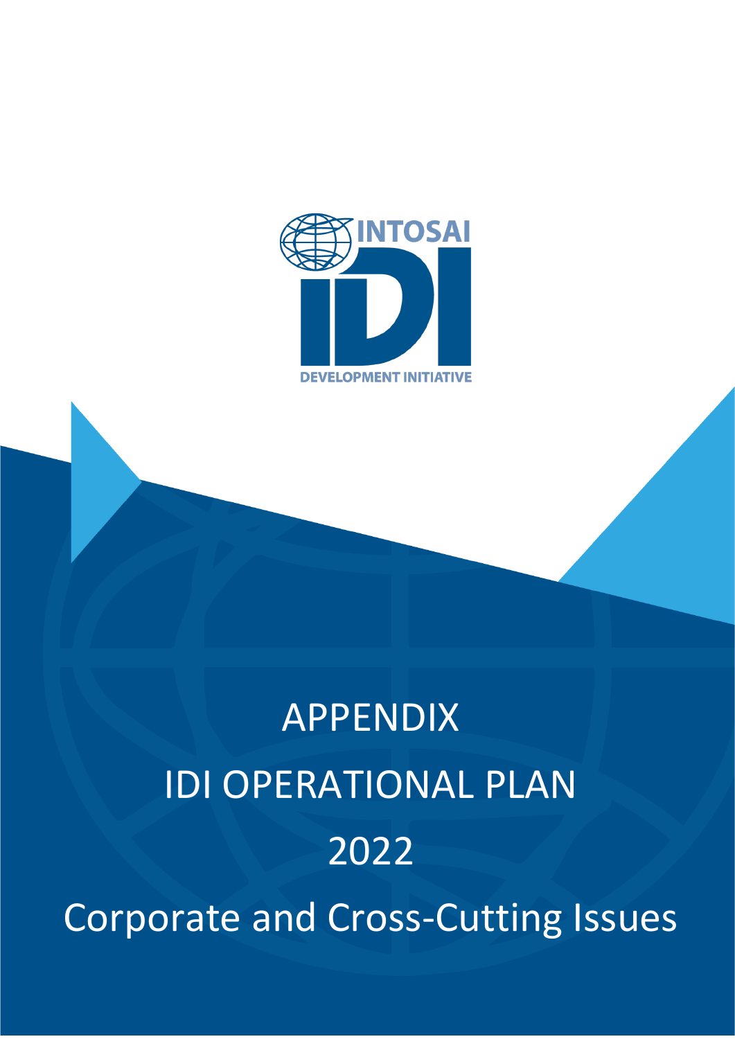INTOSAI

IDI

DEVELOPMENT INITIATIVE

# APPENDIX

# IDI OPERATIONAL PLAN

# 2022

# Corporate and Cross-Cutting Issues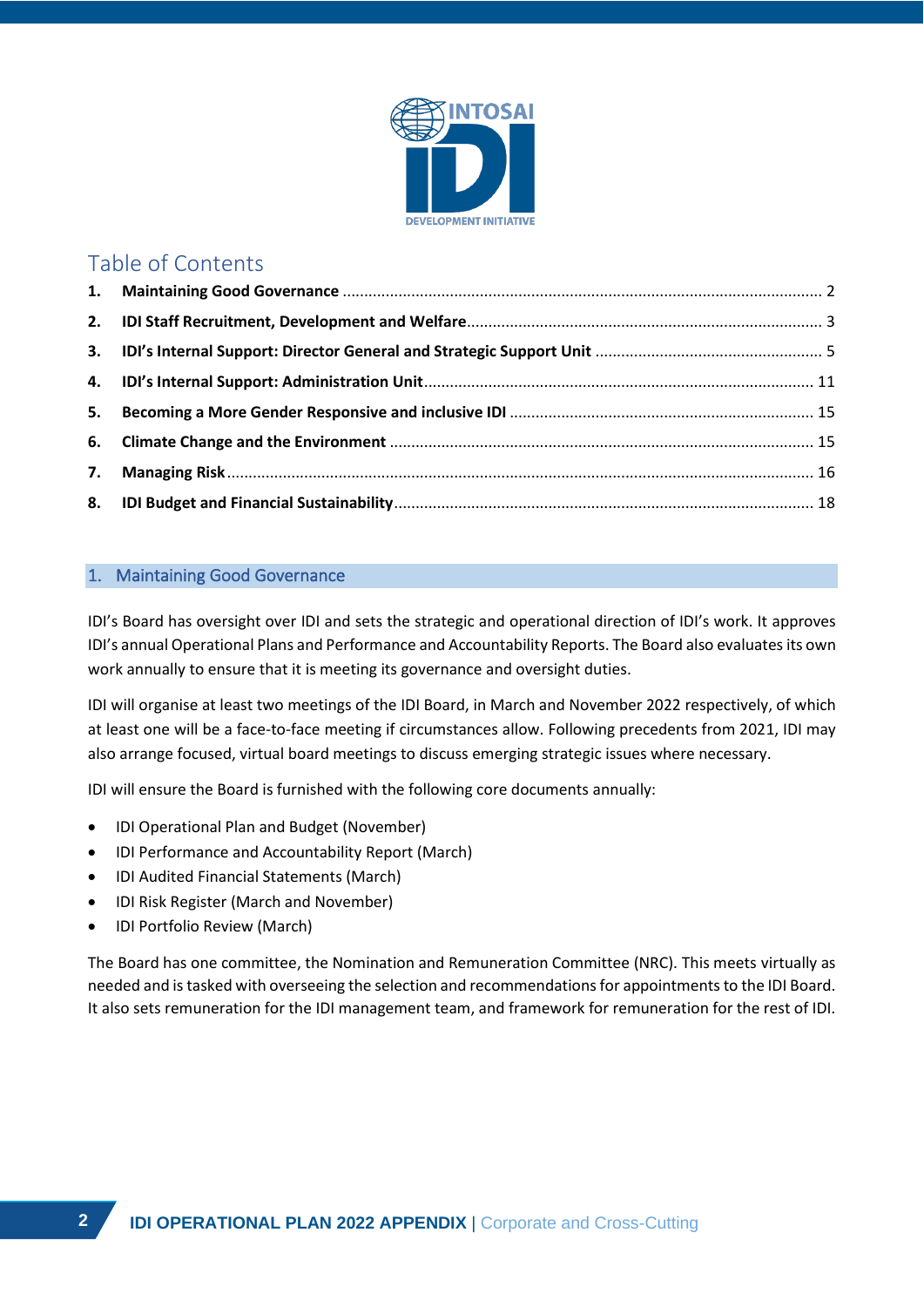## Table of Contents

1. **Maintaining Good Governance** ........ 2
2. **IDI Staff Recruitment, Development and Welfare** ........ 3
3. **IDI's Internal Support: Director General and Strategic Support Unit** ........ 5
4. **IDI's Internal Support: Administration Unit** ........ 11
5. **Becoming a More Gender Responsive and inclusive IDI** ........ 15
6. **Climate Change and the Environment** ........ 15
7. **Managing Risk** ........ 16
8. **IDI Budget and Financial Sustainability** ........ 18

## 1. Maintaining Good Governance

IDI's Board has oversight over IDI and sets the strategic and operational direction of IDI's work. It approves IDI's annual Operational Plans and Performance and Accountability Reports. The Board also evaluates its own work annually to ensure that it is meeting its governance and oversight duties.

IDI will organise at least two meetings of the IDI Board, in March and November 2022 respectively, of which at least one will be a face-to-face meeting if circumstances allow. Following precedents from 2021, IDI may also arrange focused, virtual board meetings to discuss emerging strategic issues where necessary.

IDI will ensure the Board is furnished with the following core documents annually:

- IDI Operational Plan and Budget (November)
- IDI Performance and Accountability Report (March)
- IDI Audited Financial Statements (March)
- IDI Risk Register (March and November)
- IDI Portfolio Review (March)

The Board has one committee, the Nomination and Remuneration Committee (NRC). This meets virtually as needed and is tasked with overseeing the selection and recommendations for appointments to the IDI Board. It also sets remuneration for the IDI management team, and framework for remuneration for the rest of IDI.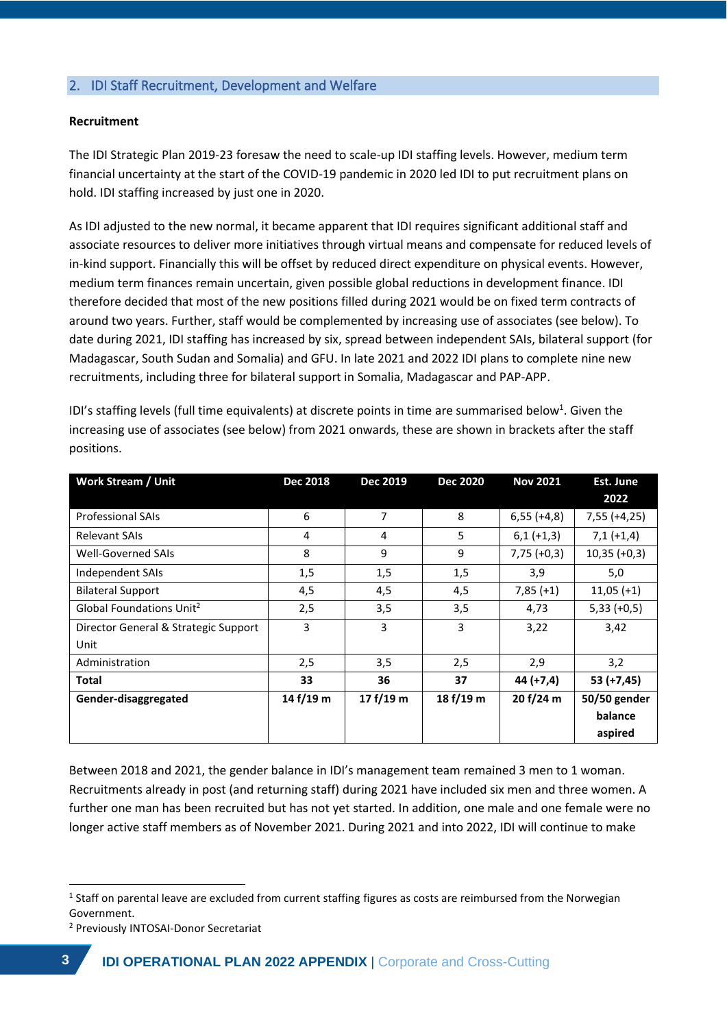## 2. IDI Staff Recruitment, Development and Welfare

**Recruitment**

The IDI Strategic Plan 2019-23 foresaw the need to scale-up IDI staffing levels. However, medium term financial uncertainty at the start of the COVID-19 pandemic in 2020 led IDI to put recruitment plans on hold. IDI staffing increased by just one in 2020.

As IDI adjusted to the new normal, it became apparent that IDI requires significant additional staff and associate resources to deliver more initiatives through virtual means and compensate for reduced levels of in-kind support. Financially this will be offset by reduced direct expenditure on physical events. However, medium term finances remain uncertain, given possible global reductions in development finance. IDI therefore decided that most of the new positions filled during 2021 would be on fixed term contracts of around two years. Further, staff would be complemented by increasing use of associates (see below). To date during 2021, IDI staffing has increased by six, spread between independent SAIs, bilateral support (for Madagascar, South Sudan and Somalia) and GFU. In late 2021 and 2022 IDI plans to complete nine new recruitments, including three for bilateral support in Somalia, Madagascar and PAP-APP.

IDI's staffing levels (full time equivalents) at discrete points in time are summarised below[1]. Given the increasing use of associates (see below) from 2021 onwards, these are shown in brackets after the staff positions.

| Work Stream / Unit | Dec 2018 | Dec 2019 | Dec 2020 | Nov 2021 | Est. June 2022 |
|---|---|---|---|---|---|
| Professional SAIs | 6 | 7 | 8 | 6,55 (+4,8) | 7,55 (+4,25) |
| Relevant SAIs | 4 | 4 | 5 | 6,1 (+1,3) | 7,1 (+1,4) |
| Well-Governed SAIs | 8 | 9 | 9 | 7,75 (+0,3) | 10,35 (+0,3) |
| Independent SAIs | 1,5 | 1,5 | 1,5 | 3,9 | 5,0 |
| Bilateral Support | 4,5 | 4,5 | 4,5 | 7,85 (+1) | 11,05 (+1) |
| Global Foundations Unit[2] | 2,5 | 3,5 | 3,5 | 4,73 | 5,33 (+0,5) |
| Director General & Strategic Support Unit | 3 | 3 | 3 | 3,22 | 3,42 |
| Administration | 2,5 | 3,5 | 2,5 | 2,9 | 3,2 |
| **Total** | **33** | **36** | **37** | **44 (+7,4)** | **53 (+7,45)** |
| **Gender-disaggregated** | **14 f/19 m** | **17 f/19 m** | **18 f/19 m** | **20 f/24 m** | **50/50 gender balance aspired** |

Between 2018 and 2021, the gender balance in IDI's management team remained 3 men to 1 woman. Recruitments already in post (and returning staff) during 2021 have included six men and three women. A further one man has been recruited but has not yet started. In addition, one male and one female were no longer active staff members as of November 2021. During 2021 and into 2022, IDI will continue to make

[1] Staff on parental leave are excluded from current staffing figures as costs are reimbursed from the Norwegian Government.

[2] Previously INTOSAI-Donor Secretariat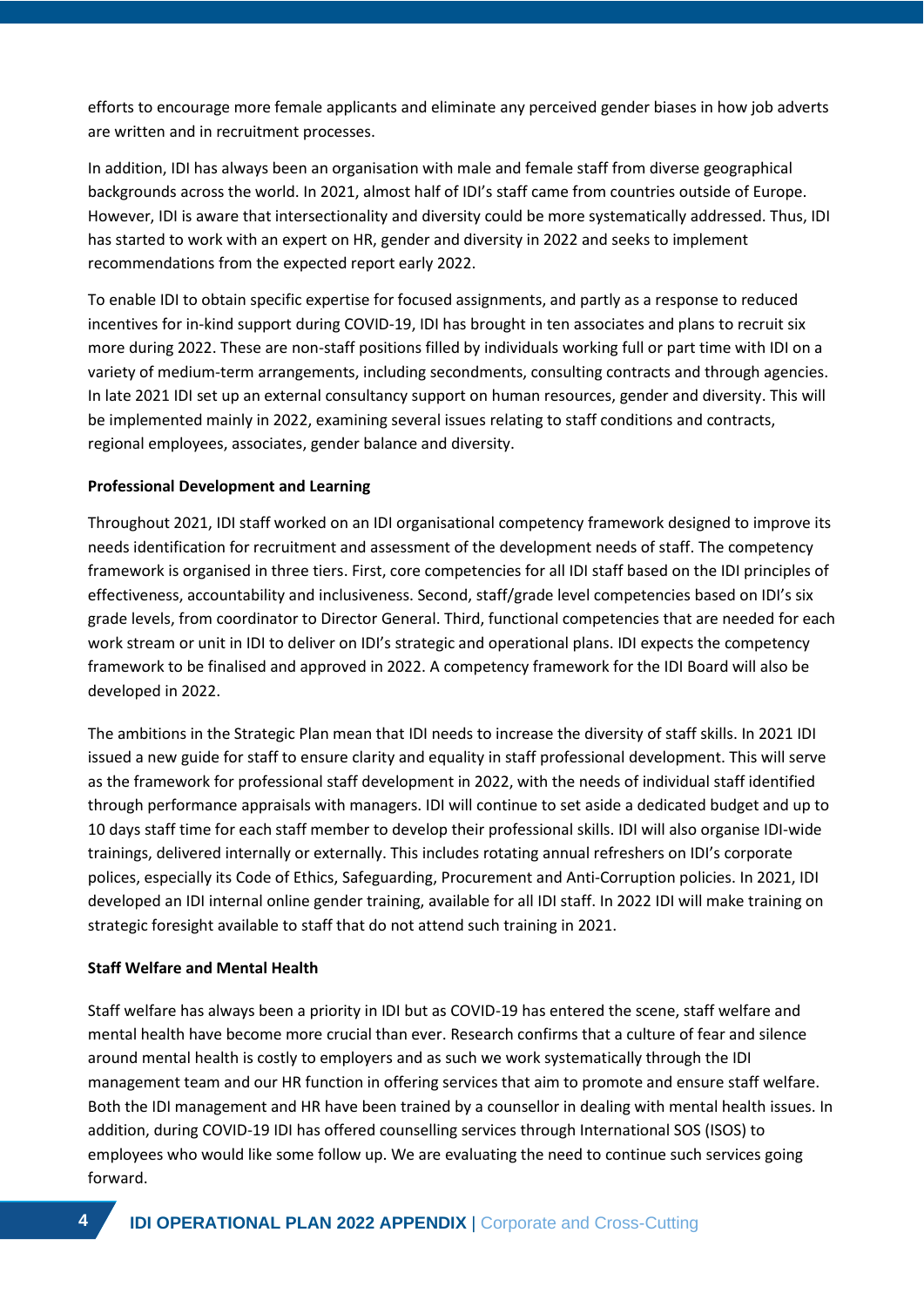efforts to encourage more female applicants and eliminate any perceived gender biases in how job adverts are written and in recruitment processes.

In addition, IDI has always been an organisation with male and female staff from diverse geographical backgrounds across the world. In 2021, almost half of IDI's staff came from countries outside of Europe. However, IDI is aware that intersectionality and diversity could be more systematically addressed. Thus, IDI has started to work with an expert on HR, gender and diversity in 2022 and seeks to implement recommendations from the expected report early 2022.

To enable IDI to obtain specific expertise for focused assignments, and partly as a response to reduced incentives for in-kind support during COVID-19, IDI has brought in ten associates and plans to recruit six more during 2022. These are non-staff positions filled by individuals working full or part time with IDI on a variety of medium-term arrangements, including secondments, consulting contracts and through agencies. In late 2021 IDI set up an external consultancy support on human resources, gender and diversity. This will be implemented mainly in 2022, examining several issues relating to staff conditions and contracts, regional employees, associates, gender balance and diversity.

**Professional Development and Learning**

Throughout 2021, IDI staff worked on an IDI organisational competency framework designed to improve its needs identification for recruitment and assessment of the development needs of staff. The competency framework is organised in three tiers. First, core competencies for all IDI staff based on the IDI principles of effectiveness, accountability and inclusiveness. Second, staff/grade level competencies based on IDI's six grade levels, from coordinator to Director General. Third, functional competencies that are needed for each work stream or unit in IDI to deliver on IDI's strategic and operational plans. IDI expects the competency framework to be finalised and approved in 2022. A competency framework for the IDI Board will also be developed in 2022.

The ambitions in the Strategic Plan mean that IDI needs to increase the diversity of staff skills. In 2021 IDI issued a new guide for staff to ensure clarity and equality in staff professional development. This will serve as the framework for professional staff development in 2022, with the needs of individual staff identified through performance appraisals with managers. IDI will continue to set aside a dedicated budget and up to 10 days staff time for each staff member to develop their professional skills. IDI will also organise IDI-wide trainings, delivered internally or externally. This includes rotating annual refreshers on IDI's corporate polices, especially its Code of Ethics, Safeguarding, Procurement and Anti-Corruption policies. In 2021, IDI developed an IDI internal online gender training, available for all IDI staff. In 2022 IDI will make training on strategic foresight available to staff that do not attend such training in 2021.

**Staff Welfare and Mental Health**

Staff welfare has always been a priority in IDI but as COVID-19 has entered the scene, staff welfare and mental health have become more crucial than ever. Research confirms that a culture of fear and silence around mental health is costly to employers and as such we work systematically through the IDI management team and our HR function in offering services that aim to promote and ensure staff welfare. Both the IDI management and HR have been trained by a counsellor in dealing with mental health issues. In addition, during COVID-19 IDI has offered counselling services through International SOS (ISOS) to employees who would like some follow up. We are evaluating the need to continue such services going forward.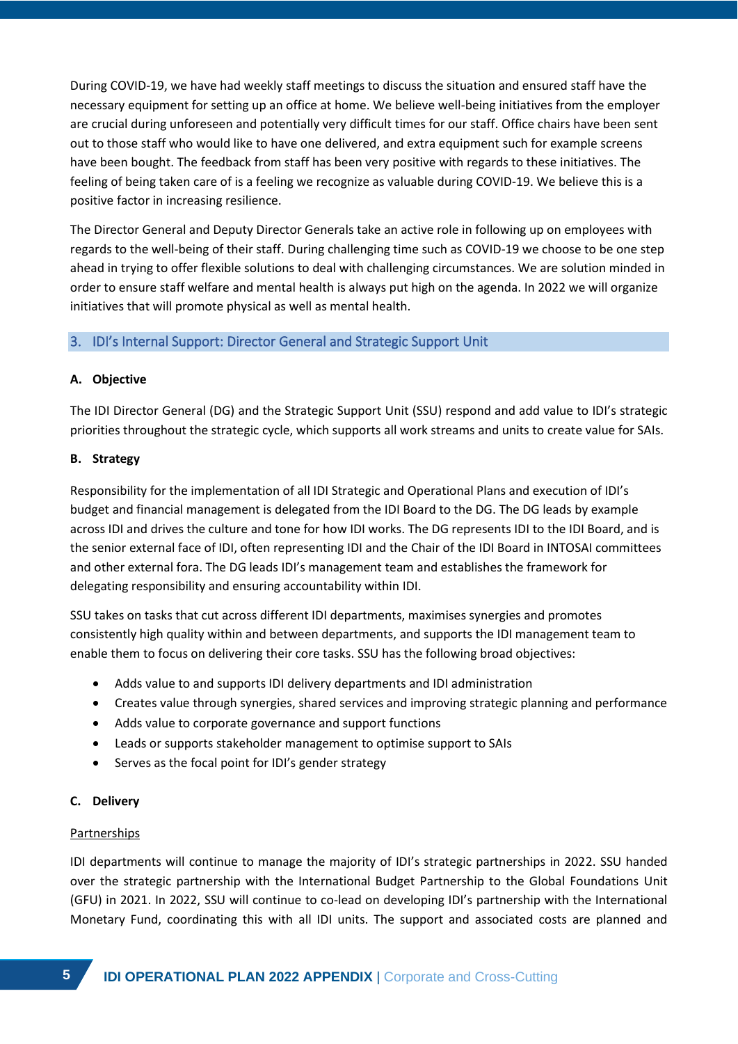During COVID-19, we have had weekly staff meetings to discuss the situation and ensured staff have the necessary equipment for setting up an office at home. We believe well-being initiatives from the employer are crucial during unforeseen and potentially very difficult times for our staff. Office chairs have been sent out to those staff who would like to have one delivered, and extra equipment such for example screens have been bought. The feedback from staff has been very positive with regards to these initiatives. The feeling of being taken care of is a feeling we recognize as valuable during COVID-19. We believe this is a positive factor in increasing resilience.

The Director General and Deputy Director Generals take an active role in following up on employees with regards to the well-being of their staff. During challenging time such as COVID-19 we choose to be one step ahead in trying to offer flexible solutions to deal with challenging circumstances. We are solution minded in order to ensure staff welfare and mental health is always put high on the agenda. In 2022 we will organize initiatives that will promote physical as well as mental health.

## 3. IDI's Internal Support: Director General and Strategic Support Unit

### A. Objective

The IDI Director General (DG) and the Strategic Support Unit (SSU) respond and add value to IDI's strategic priorities throughout the strategic cycle, which supports all work streams and units to create value for SAIs.

### B. Strategy

Responsibility for the implementation of all IDI Strategic and Operational Plans and execution of IDI's budget and financial management is delegated from the IDI Board to the DG. The DG leads by example across IDI and drives the culture and tone for how IDI works. The DG represents IDI to the IDI Board, and is the senior external face of IDI, often representing IDI and the Chair of the IDI Board in INTOSAI committees and other external fora. The DG leads IDI's management team and establishes the framework for delegating responsibility and ensuring accountability within IDI.

SSU takes on tasks that cut across different IDI departments, maximises synergies and promotes consistently high quality within and between departments, and supports the IDI management team to enable them to focus on delivering their core tasks. SSU has the following broad objectives:

- Adds value to and supports IDI delivery departments and IDI administration
- Creates value through synergies, shared services and improving strategic planning and performance
- Adds value to corporate governance and support functions
- Leads or supports stakeholder management to optimise support to SAIs
- Serves as the focal point for IDI's gender strategy

### C. Delivery

Partnerships

IDI departments will continue to manage the majority of IDI's strategic partnerships in 2022. SSU handed over the strategic partnership with the International Budget Partnership to the Global Foundations Unit (GFU) in 2021. In 2022, SSU will continue to co-lead on developing IDI's partnership with the International Monetary Fund, coordinating this with all IDI units. The support and associated costs are planned and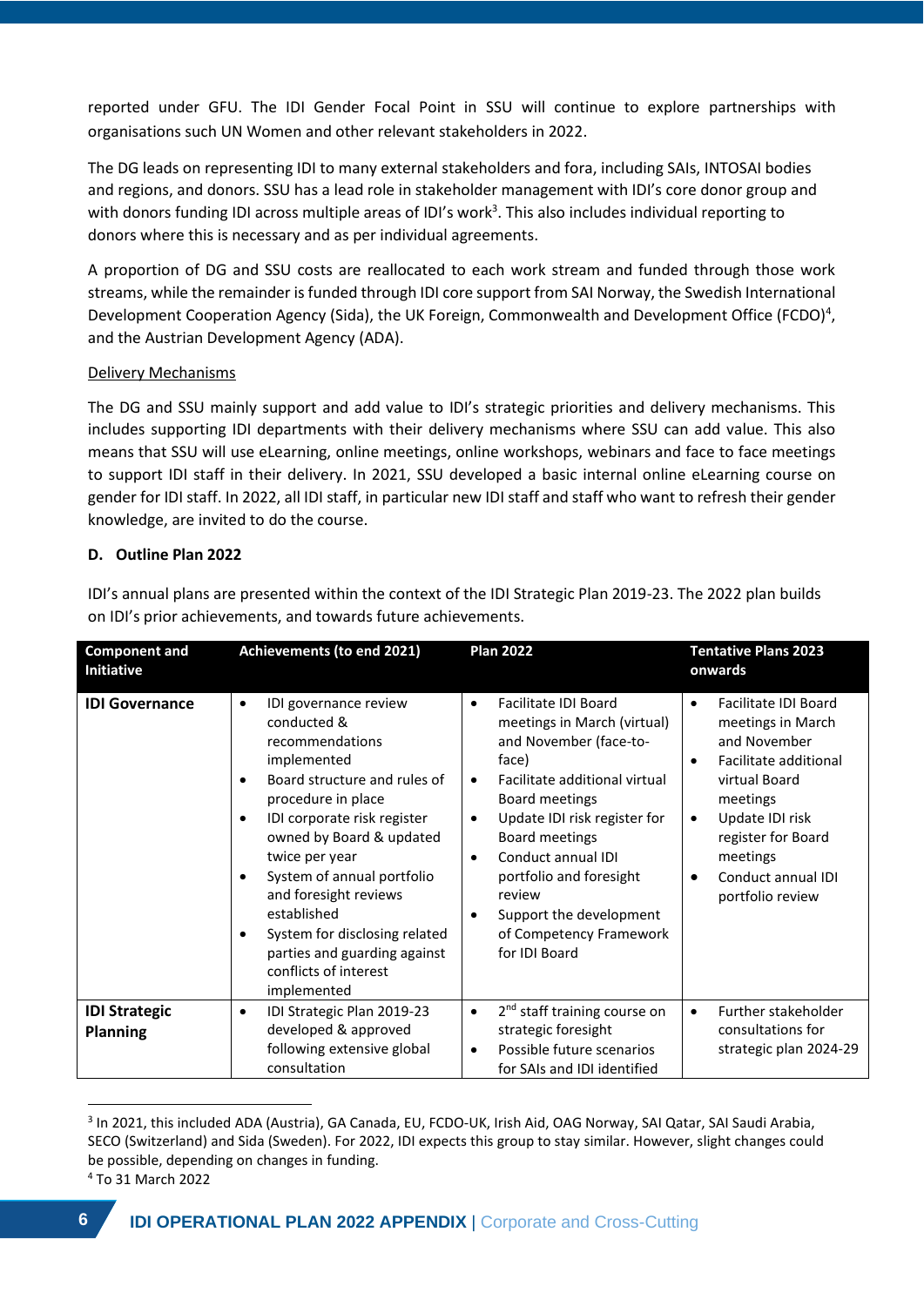reported under GFU. The IDI Gender Focal Point in SSU will continue to explore partnerships with organisations such UN Women and other relevant stakeholders in 2022.

The DG leads on representing IDI to many external stakeholders and fora, including SAIs, INTOSAI bodies and regions, and donors. SSU has a lead role in stakeholder management with IDI's core donor group and with donors funding IDI across multiple areas of IDI's work[3]. This also includes individual reporting to donors where this is necessary and as per individual agreements.

A proportion of DG and SSU costs are reallocated to each work stream and funded through those work streams, while the remainder is funded through IDI core support from SAI Norway, the Swedish International Development Cooperation Agency (Sida), the UK Foreign, Commonwealth and Development Office (FCDO)[4], and the Austrian Development Agency (ADA).

<u>Delivery Mechanisms</u>

The DG and SSU mainly support and add value to IDI's strategic priorities and delivery mechanisms. This includes supporting IDI departments with their delivery mechanisms where SSU can add value. This also means that SSU will use eLearning, online meetings, online workshops, webinars and face to face meetings to support IDI staff in their delivery. In 2021, SSU developed a basic internal online eLearning course on gender for IDI staff. In 2022, all IDI staff, in particular new IDI staff and staff who want to refresh their gender knowledge, are invited to do the course.

**D. Outline Plan 2022**

IDI's annual plans are presented within the context of the IDI Strategic Plan 2019-23. The 2022 plan builds on IDI's prior achievements, and towards future achievements.

| Component and Initiative | Achievements (to end 2021) | Plan 2022 | Tentative Plans 2023 onwards |
|---|---|---|---|
| **IDI Governance** | • IDI governance review conducted & recommendations implemented<br>• Board structure and rules of procedure in place<br>• IDI corporate risk register owned by Board & updated twice per year<br>• System of annual portfolio and foresight reviews established<br>• System for disclosing related parties and guarding against conflicts of interest implemented | • Facilitate IDI Board meetings in March (virtual) and November (face-to-face)<br>• Facilitate additional virtual Board meetings<br>• Update IDI risk register for Board meetings<br>• Conduct annual IDI portfolio and foresight review<br>• Support the development of Competency Framework for IDI Board | • Facilitate IDI Board meetings in March and November<br>• Facilitate additional virtual Board meetings<br>• Update IDI risk register for Board meetings<br>• Conduct annual IDI portfolio review |
| **IDI Strategic Planning** | • IDI Strategic Plan 2019-23 developed & approved following extensive global consultation | • 2nd staff training course on strategic foresight<br>• Possible future scenarios for SAIs and IDI identified | • Further stakeholder consultations for strategic plan 2024-29 |

[3] In 2021, this included ADA (Austria), GA Canada, EU, FCDO-UK, Irish Aid, OAG Norway, SAI Qatar, SAI Saudi Arabia, SECO (Switzerland) and Sida (Sweden). For 2022, IDI expects this group to stay similar. However, slight changes could be possible, depending on changes in funding.

[4] To 31 March 2022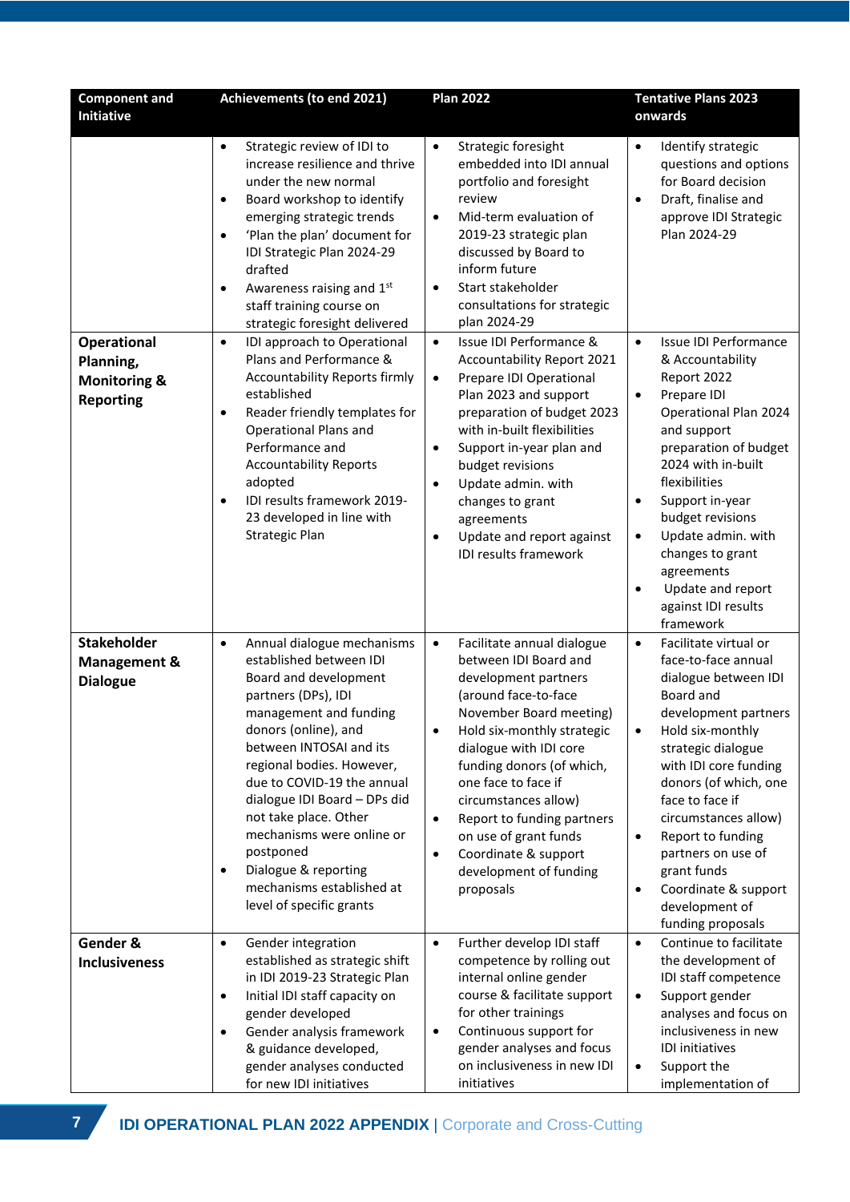| Component and Initiative | Achievements (to end 2021) | Plan 2022 | Tentative Plans 2023 onwards |
|---|---|---|---|
| | • Strategic review of IDI to increase resilience and thrive under the new normal<br>• Board workshop to identify emerging strategic trends<br>• 'Plan the plan' document for IDI Strategic Plan 2024-29 drafted<br>• Awareness raising and 1st staff training course on strategic foresight delivered | • Strategic foresight embedded into IDI annual portfolio and foresight review<br>• Mid-term evaluation of 2019-23 strategic plan discussed by Board to inform future<br>• Start stakeholder consultations for strategic plan 2024-29 | • Identify strategic questions and options for Board decision<br>• Draft, finalise and approve IDI Strategic Plan 2024-29 |
| **Operational Planning, Monitoring & Reporting** | • IDI approach to Operational Plans and Performance & Accountability Reports firmly established<br>• Reader friendly templates for Operational Plans and Performance and Accountability Reports adopted<br>• IDI results framework 2019-23 developed in line with Strategic Plan | • Issue IDI Performance & Accountability Report 2021<br>• Prepare IDI Operational Plan 2023 and support preparation of budget 2023 with in-built flexibilities<br>• Support in-year plan and budget revisions<br>• Update admin. with changes to grant agreements<br>• Update and report against IDI results framework | • Issue IDI Performance & Accountability Report 2022<br>• Prepare IDI Operational Plan 2024 and support preparation of budget 2024 with in-built flexibilities<br>• Support in-year budget revisions<br>• Update admin. with changes to grant agreements<br>• Update and report against IDI results framework |
| **Stakeholder Management & Dialogue** | • Annual dialogue mechanisms established between IDI Board and development partners (DPs), IDI management and funding donors (online), and between INTOSAI and its regional bodies. However, due to COVID-19 the annual dialogue IDI Board – DPs did not take place. Other mechanisms were online or postponed<br>• Dialogue & reporting mechanisms established at level of specific grants | • Facilitate annual dialogue between IDI Board and development partners (around face-to-face November Board meeting)<br>• Hold six-monthly strategic dialogue with IDI core funding donors (of which, one face to face if circumstances allow)<br>• Report to funding partners on use of grant funds<br>• Coordinate & support development of funding proposals | • Facilitate virtual or face-to-face annual dialogue between IDI Board and development partners<br>• Hold six-monthly strategic dialogue with IDI core funding donors (of which, one face to face if circumstances allow)<br>• Report to funding partners on use of grant funds<br>• Coordinate & support development of funding proposals |
| **Gender & Inclusiveness** | • Gender integration established as strategic shift in IDI 2019-23 Strategic Plan<br>• Initial IDI staff capacity on gender developed<br>• Gender analysis framework & guidance developed, gender analyses conducted for new IDI initiatives | • Further develop IDI staff competence by rolling out internal online gender course & facilitate support for other trainings<br>• Continuous support for gender analyses and focus on inclusiveness in new IDI initiatives | • Continue to facilitate the development of IDI staff competence<br>• Support gender analyses and focus on inclusiveness in new IDI initiatives<br>• Support the implementation of |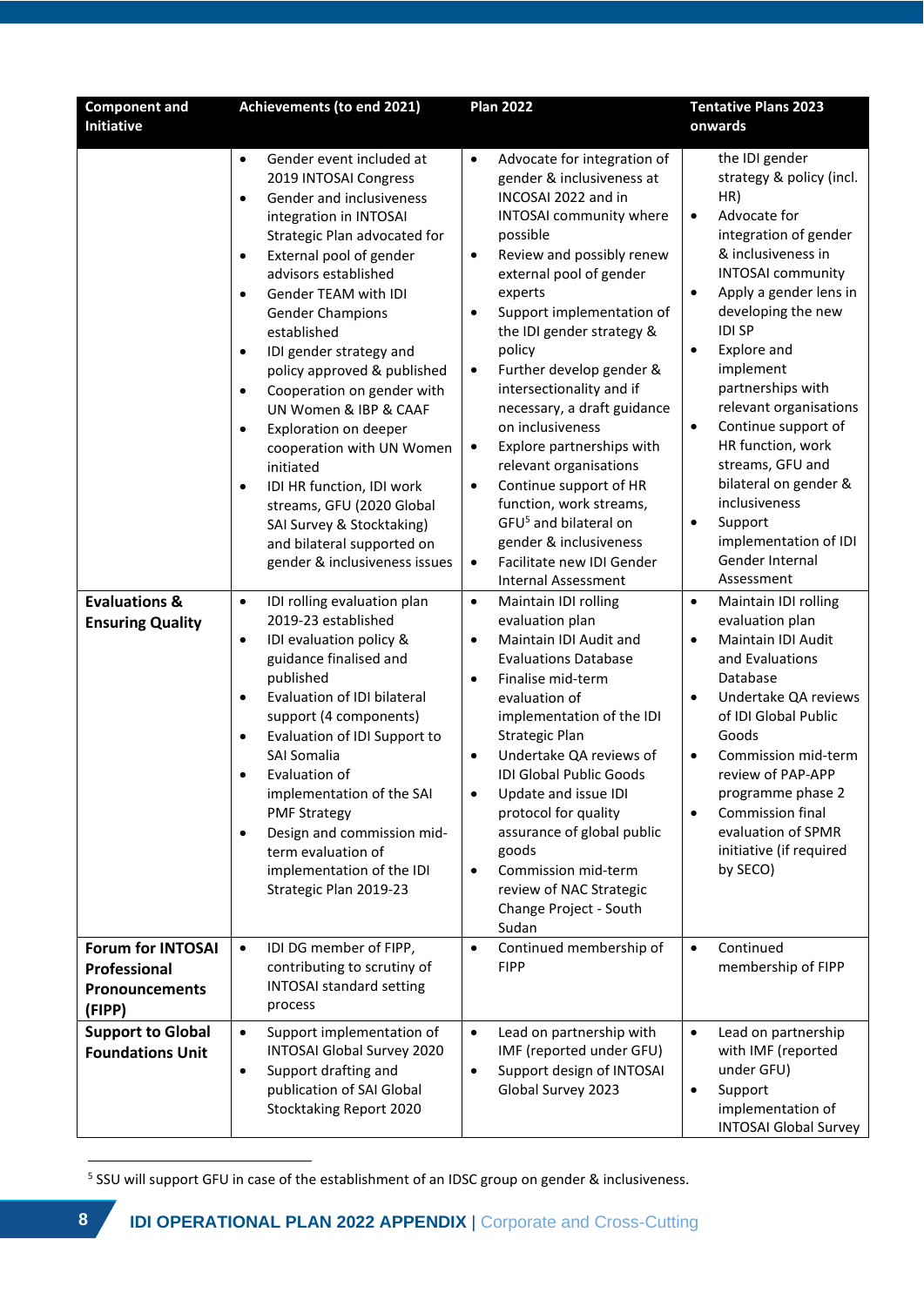| Component and Initiative | Achievements (to end 2021) | Plan 2022 | Tentative Plans 2023 onwards |
|---|---|---|---|
| | • Gender event included at 2019 INTOSAI Congress<br>• Gender and inclusiveness integration in INTOSAI Strategic Plan advocated for<br>• External pool of gender advisors established<br>• Gender TEAM with IDI Gender Champions established<br>• IDI gender strategy and policy approved & published<br>• Cooperation on gender with UN Women & IBP & CAAF<br>• Exploration on deeper cooperation with UN Women initiated<br>• IDI HR function, IDI work streams, GFU (2020 Global SAI Survey & Stocktaking) and bilateral supported on gender & inclusiveness issues | • Advocate for integration of gender & inclusiveness at INCOSAI 2022 and in INTOSAI community where possible<br>• Review and possibly renew external pool of gender experts<br>• Support implementation of the IDI gender strategy & policy<br>• Further develop gender & intersectionality and if necessary, a draft guidance on inclusiveness<br>• Explore partnerships with relevant organisations<br>• Continue support of HR function, work streams, GFU[5] and bilateral on gender & inclusiveness<br>• Facilitate new IDI Gender Internal Assessment | the IDI gender strategy & policy (incl. HR)<br>• Advocate for integration of gender & inclusiveness in INTOSAI community<br>• Apply a gender lens in developing the new IDI SP<br>• Explore and implement partnerships with relevant organisations<br>• Continue support of HR function, work streams, GFU and bilateral on gender & inclusiveness<br>• Support implementation of IDI Gender Internal Assessment |
| **Evaluations & Ensuring Quality** | • IDI rolling evaluation plan 2019-23 established<br>• IDI evaluation policy & guidance finalised and published<br>• Evaluation of IDI bilateral support (4 components)<br>• Evaluation of IDI Support to SAI Somalia<br>• Evaluation of implementation of the SAI PMF Strategy<br>• Design and commission mid-term evaluation of implementation of the IDI Strategic Plan 2019-23 | • Maintain IDI rolling evaluation plan<br>• Maintain IDI Audit and Evaluations Database<br>• Finalise mid-term evaluation of implementation of the IDI Strategic Plan<br>• Undertake QA reviews of IDI Global Public Goods<br>• Update and issue IDI protocol for quality assurance of global public goods<br>• Commission mid-term review of NAC Strategic Change Project - South Sudan | • Maintain IDI rolling evaluation plan<br>• Maintain IDI Audit and Evaluations Database<br>• Undertake QA reviews of IDI Global Public Goods<br>• Commission mid-term review of PAP-APP programme phase 2<br>• Commission final evaluation of SPMR initiative (if required by SECO) |
| **Forum for INTOSAI Professional Pronouncements (FIPP)** | • IDI DG member of FIPP, contributing to scrutiny of INTOSAI standard setting process | • Continued membership of FIPP | • Continued membership of FIPP |
| **Support to Global Foundations Unit** | • Support implementation of INTOSAI Global Survey 2020<br>• Support drafting and publication of SAI Global Stocktaking Report 2020 | • Lead on partnership with IMF (reported under GFU)<br>• Support design of INTOSAI Global Survey 2023 | • Lead on partnership with IMF (reported under GFU)<br>• Support implementation of INTOSAI Global Survey |

[5] SSU will support GFU in case of the establishment of an IDSC group on gender & inclusiveness.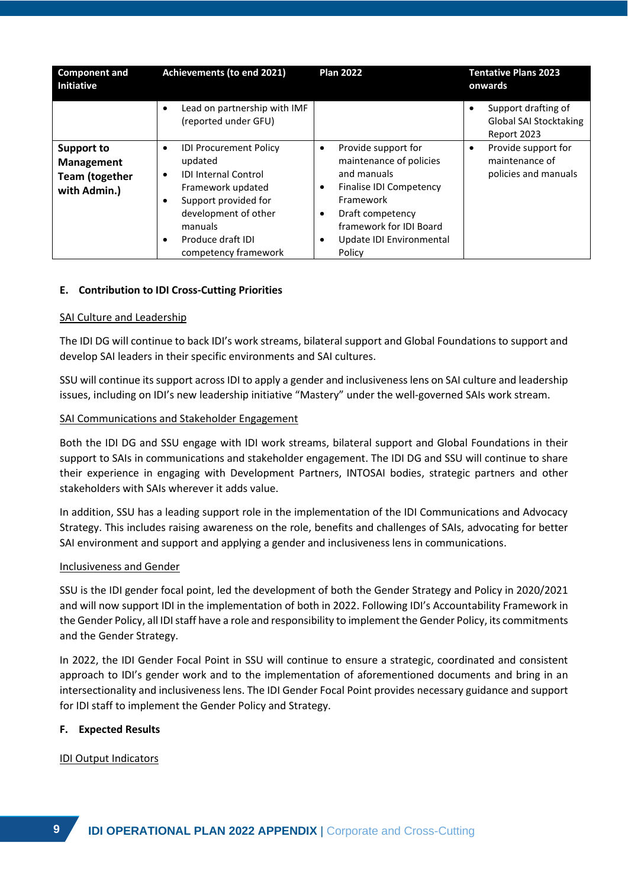| Component and Initiative | Achievements (to end 2021) | Plan 2022 | Tentative Plans 2023 onwards |
|---|---|---|---|
| | • Lead on partnership with IMF (reported under GFU) | | • Support drafting of Global SAI Stocktaking Report 2023 |
| **Support to Management Team (together with Admin.)** | • IDI Procurement Policy updated<br>• IDI Internal Control Framework updated<br>• Support provided for development of other manuals<br>• Produce draft IDI competency framework | • Provide support for maintenance of policies and manuals<br>• Finalise IDI Competency Framework<br>• Draft competency framework for IDI Board<br>• Update IDI Environmental Policy | • Provide support for maintenance of policies and manuals |

### E. Contribution to IDI Cross-Cutting Priorities

<u>SAI Culture and Leadership</u>

The IDI DG will continue to back IDI's work streams, bilateral support and Global Foundations to support and develop SAI leaders in their specific environments and SAI cultures.

SSU will continue its support across IDI to apply a gender and inclusiveness lens on SAI culture and leadership issues, including on IDI's new leadership initiative "Mastery" under the well-governed SAIs work stream.

<u>SAI Communications and Stakeholder Engagement</u>

Both the IDI DG and SSU engage with IDI work streams, bilateral support and Global Foundations in their support to SAIs in communications and stakeholder engagement. The IDI DG and SSU will continue to share their experience in engaging with Development Partners, INTOSAI bodies, strategic partners and other stakeholders with SAIs wherever it adds value.

In addition, SSU has a leading support role in the implementation of the IDI Communications and Advocacy Strategy. This includes raising awareness on the role, benefits and challenges of SAIs, advocating for better SAI environment and support and applying a gender and inclusiveness lens in communications.

<u>Inclusiveness and Gender</u>

SSU is the IDI gender focal point, led the development of both the Gender Strategy and Policy in 2020/2021 and will now support IDI in the implementation of both in 2022. Following IDI's Accountability Framework in the Gender Policy, all IDI staff have a role and responsibility to implement the Gender Policy, its commitments and the Gender Strategy.

In 2022, the IDI Gender Focal Point in SSU will continue to ensure a strategic, coordinated and consistent approach to IDI's gender work and to the implementation of aforementioned documents and bring in an intersectionality and inclusiveness lens. The IDI Gender Focal Point provides necessary guidance and support for IDI staff to implement the Gender Policy and Strategy.

### F. Expected Results

<u>IDI Output Indicators</u>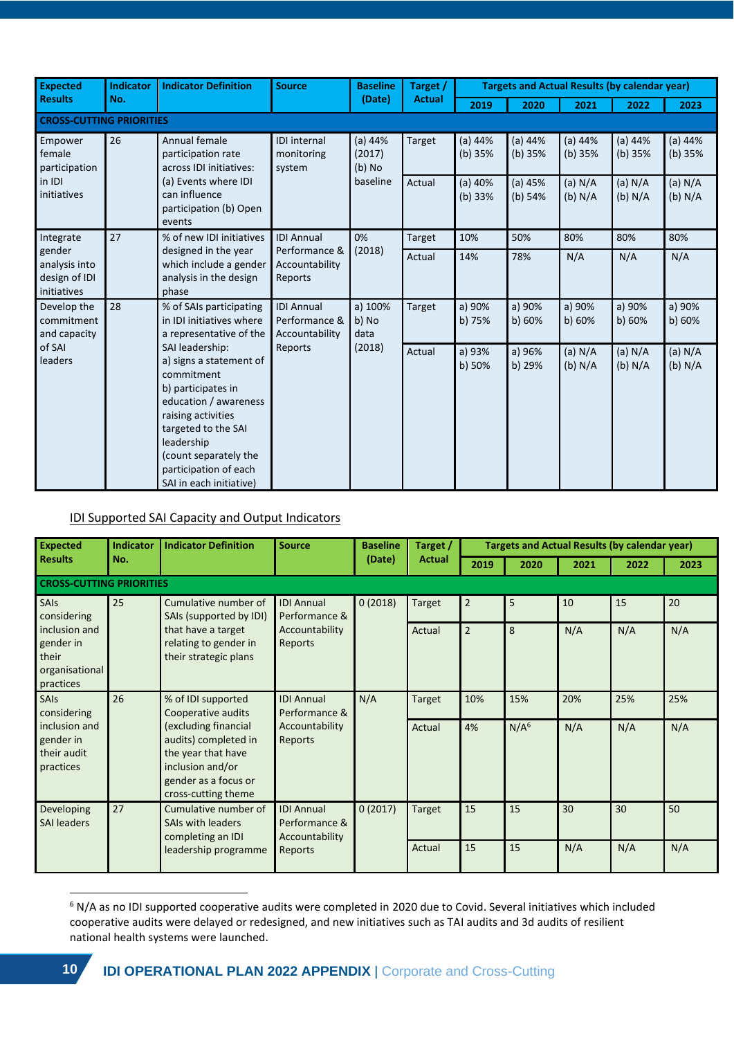| Expected Results | Indicator No. | Indicator Definition | Source | Baseline (Date) | Target / Actual | Targets and Actual Results (by calendar year) | | | | |
|---|---|---|---|---|---|---|---|---|---|---|
| | | | | | | 2019 | 2020 | 2021 | 2022 | 2023 |
| **CROSS-CUTTING PRIORITIES** | | | | | | | | | | |
| Empower female participation in IDI initiatives | 26 | Annual female participation rate across IDI initiatives: (a) Events where IDI can influence participation (b) Open events | IDI internal monitoring system | (a) 44% (2017) (b) No baseline | Target | (a) 44% (b) 35% | (a) 44% (b) 35% | (a) 44% (b) 35% | (a) 44% (b) 35% | (a) 44% (b) 35% |
| | | | | | Actual | (a) 40% (b) 33% | (a) 45% (b) 54% | (a) N/A (b) N/A | (a) N/A (b) N/A | (a) N/A (b) N/A |
| Integrate gender analysis into design of IDI initiatives | 27 | % of new IDI initiatives designed in the year which include a gender analysis in the design phase | IDI Annual Performance & Accountability Reports | 0% (2018) | Target | 10% | 50% | 80% | 80% | 80% |
| | | | | | Actual | 14% | 78% | N/A | N/A | N/A |
| Develop the commitment and capacity of SAI leaders | 28 | % of SAIs participating in IDI initiatives where a representative of the SAI leadership: a) signs a statement of commitment b) participates in education / awareness raising activities targeted to the SAI leadership (count separately the participation of each SAI in each initiative) | IDI Annual Performance & Accountability Reports | a) 100% b) No data (2018) | Target | a) 90% b) 75% | a) 90% b) 60% | a) 90% b) 60% | a) 90% b) 60% | a) 90% b) 60% |
| | | | | | Actual | a) 93% b) 50% | a) 96% b) 29% | (a) N/A (b) N/A | (a) N/A (b) N/A | (a) N/A (b) N/A |

IDI Supported SAI Capacity and Output Indicators

| Expected Results | Indicator No. | Indicator Definition | Source | Baseline (Date) | Target / Actual | Targets and Actual Results (by calendar year) | | | | |
|---|---|---|---|---|---|---|---|---|---|---|
| | | | | | | 2019 | 2020 | 2021 | 2022 | 2023 |
| **CROSS-CUTTING PRIORITIES** | | | | | | | | | | |
| SAIs considering inclusion and gender in their organisational practices | 25 | Cumulative number of SAIs (supported by IDI) that have a target relating to gender in their strategic plans | IDI Annual Performance & Accountability Reports | 0 (2018) | Target | 2 | 5 | 10 | 15 | 20 |
| | | | | | Actual | 2 | 8 | N/A | N/A | N/A |
| SAIs considering inclusion and gender in their audit practices | 26 | % of IDI supported Cooperative audits (excluding financial audits) completed in the year that have inclusion and/or gender as a focus or cross-cutting theme | IDI Annual Performance & Accountability Reports | N/A | Target | 10% | 15% | 20% | 25% | 25% |
| | | | | | Actual | 4% | N/A[6] | N/A | N/A | N/A |
| Developing SAI leaders | 27 | Cumulative number of SAIs with leaders completing an IDI leadership programme | IDI Annual Performance & Accountability Reports | 0 (2017) | Target | 15 | 15 | 30 | 30 | 50 |
| | | | | | Actual | 15 | 15 | N/A | N/A | N/A |

[6] N/A as no IDI supported cooperative audits were completed in 2020 due to Covid. Several initiatives which included cooperative audits were delayed or redesigned, and new initiatives such as TAI audits and 3d audits of resilient national health systems were launched.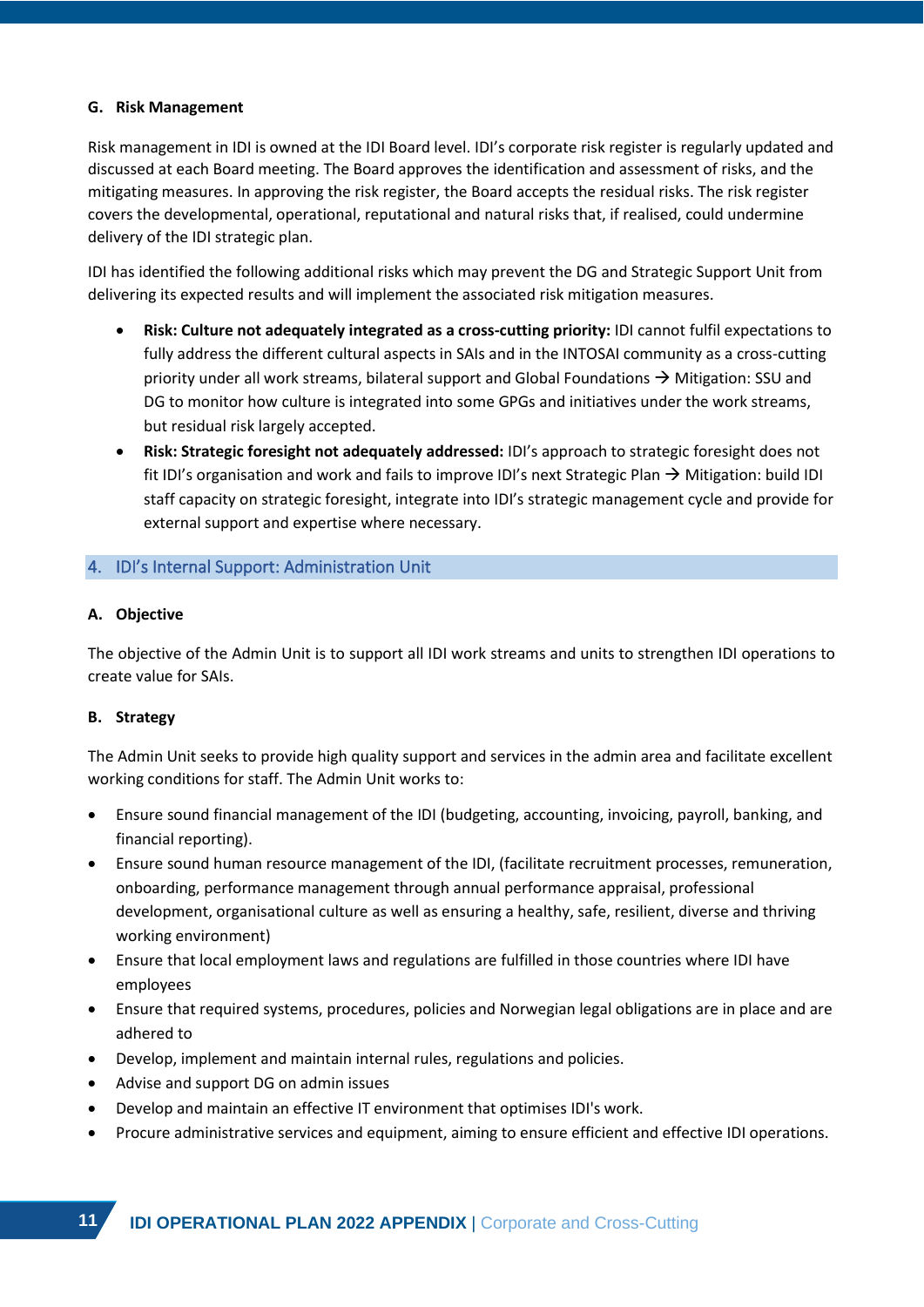**G. Risk Management**

Risk management in IDI is owned at the IDI Board level. IDI's corporate risk register is regularly updated and discussed at each Board meeting. The Board approves the identification and assessment of risks, and the mitigating measures. In approving the risk register, the Board accepts the residual risks. The risk register covers the developmental, operational, reputational and natural risks that, if realised, could undermine delivery of the IDI strategic plan.

IDI has identified the following additional risks which may prevent the DG and Strategic Support Unit from delivering its expected results and will implement the associated risk mitigation measures.

- **Risk: Culture not adequately integrated as a cross-cutting priority:** IDI cannot fulfil expectations to fully address the different cultural aspects in SAIs and in the INTOSAI community as a cross-cutting priority under all work streams, bilateral support and Global Foundations → Mitigation: SSU and DG to monitor how culture is integrated into some GPGs and initiatives under the work streams, but residual risk largely accepted.
- **Risk: Strategic foresight not adequately addressed:** IDI's approach to strategic foresight does not fit IDI's organisation and work and fails to improve IDI's next Strategic Plan → Mitigation: build IDI staff capacity on strategic foresight, integrate into IDI's strategic management cycle and provide for external support and expertise where necessary.

## 4. IDI's Internal Support: Administration Unit

**A. Objective**

The objective of the Admin Unit is to support all IDI work streams and units to strengthen IDI operations to create value for SAIs.

**B. Strategy**

The Admin Unit seeks to provide high quality support and services in the admin area and facilitate excellent working conditions for staff. The Admin Unit works to:

- Ensure sound financial management of the IDI (budgeting, accounting, invoicing, payroll, banking, and financial reporting).
- Ensure sound human resource management of the IDI, (facilitate recruitment processes, remuneration, onboarding, performance management through annual performance appraisal, professional development, organisational culture as well as ensuring a healthy, safe, resilient, diverse and thriving working environment)
- Ensure that local employment laws and regulations are fulfilled in those countries where IDI have employees
- Ensure that required systems, procedures, policies and Norwegian legal obligations are in place and are adhered to
- Develop, implement and maintain internal rules, regulations and policies.
- Advise and support DG on admin issues
- Develop and maintain an effective IT environment that optimises IDI's work.
- Procure administrative services and equipment, aiming to ensure efficient and effective IDI operations.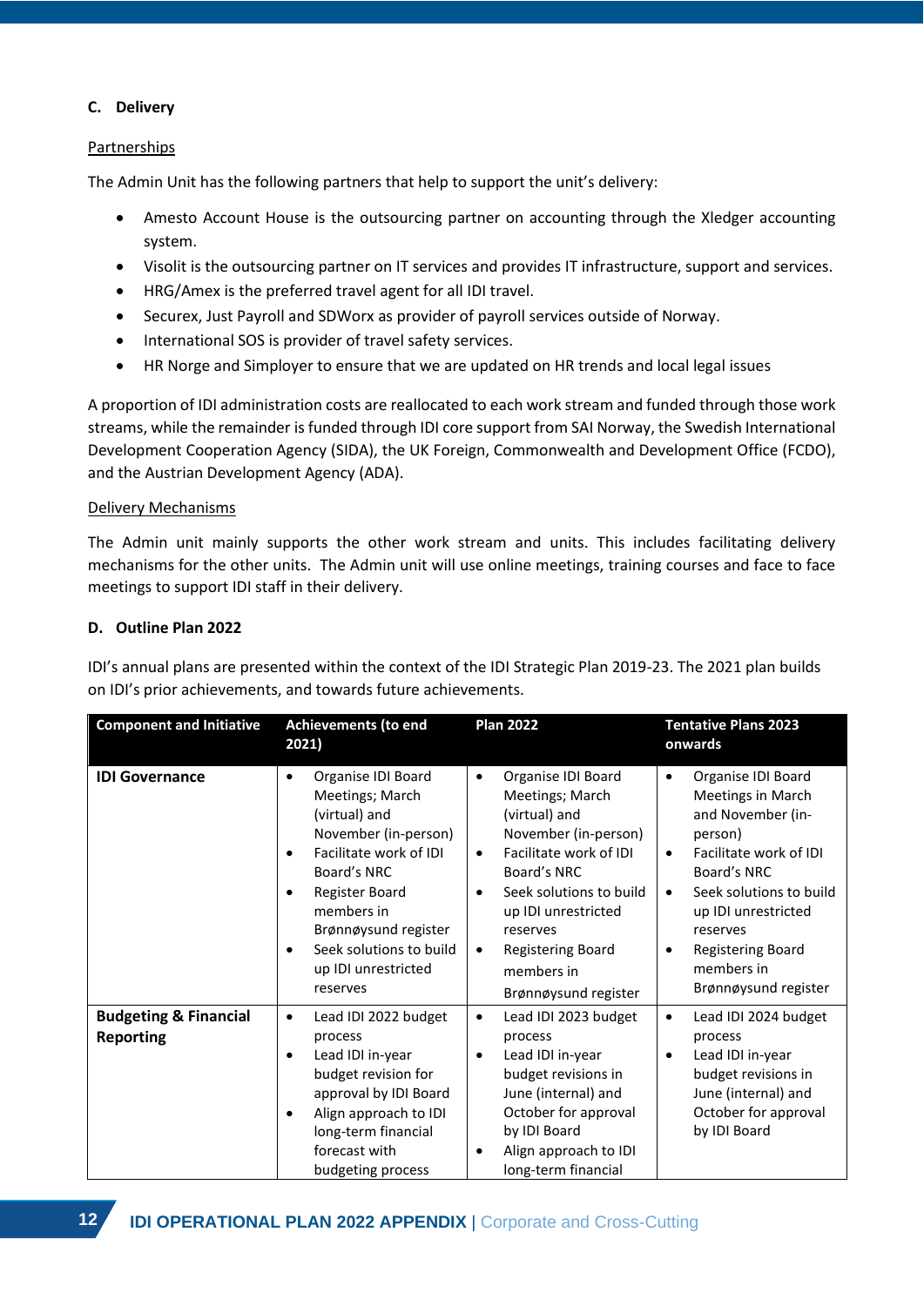### C. Delivery

Partnerships

The Admin Unit has the following partners that help to support the unit's delivery:

- Amesto Account House is the outsourcing partner on accounting through the Xledger accounting system.
- Visolit is the outsourcing partner on IT services and provides IT infrastructure, support and services.
- HRG/Amex is the preferred travel agent for all IDI travel.
- Securex, Just Payroll and SDWorx as provider of payroll services outside of Norway.
- International SOS is provider of travel safety services.
- HR Norge and Simployer to ensure that we are updated on HR trends and local legal issues

A proportion of IDI administration costs are reallocated to each work stream and funded through those work streams, while the remainder is funded through IDI core support from SAI Norway, the Swedish International Development Cooperation Agency (SIDA), the UK Foreign, Commonwealth and Development Office (FCDO), and the Austrian Development Agency (ADA).

Delivery Mechanisms

The Admin unit mainly supports the other work stream and units. This includes facilitating delivery mechanisms for the other units. The Admin unit will use online meetings, training courses and face to face meetings to support IDI staff in their delivery.

### D. Outline Plan 2022

IDI's annual plans are presented within the context of the IDI Strategic Plan 2019-23. The 2021 plan builds on IDI's prior achievements, and towards future achievements.

| Component and Initiative | Achievements (to end 2021) | Plan 2022 | Tentative Plans 2023 onwards |
|---|---|---|---|
| **IDI Governance** | • Organise IDI Board Meetings; March (virtual) and November (in-person)<br>• Facilitate work of IDI Board's NRC<br>• Register Board members in Brønnøysund register<br>• Seek solutions to build up IDI unrestricted reserves | • Organise IDI Board Meetings; March (virtual) and November (in-person)<br>• Facilitate work of IDI Board's NRC<br>• Seek solutions to build up IDI unrestricted reserves<br>• Registering Board members in Brønnøysund register | • Organise IDI Board Meetings in March and November (in-person)<br>• Facilitate work of IDI Board's NRC<br>• Seek solutions to build up IDI unrestricted reserves<br>• Registering Board members in Brønnøysund register |
| **Budgeting & Financial Reporting** | • Lead IDI 2022 budget process<br>• Lead IDI in-year budget revision for approval by IDI Board<br>• Align approach to IDI long-term financial forecast with budgeting process | • Lead IDI 2023 budget process<br>• Lead IDI in-year budget revisions in June (internal) and October for approval by IDI Board<br>• Align approach to IDI long-term financial | • Lead IDI 2024 budget process<br>• Lead IDI in-year budget revisions in June (internal) and October for approval by IDI Board |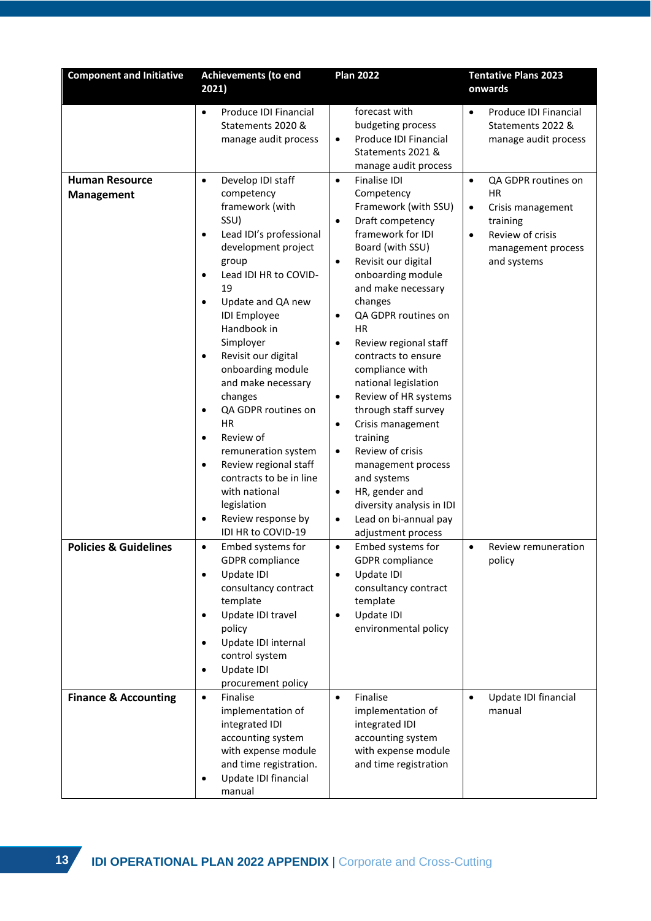| Component and Initiative | Achievements (to end 2021) | Plan 2022 | Tentative Plans 2023 onwards |
|---|---|---|---|
| | • Produce IDI Financial Statements 2020 & manage audit process | forecast with budgeting process<br>• Produce IDI Financial Statements 2021 & manage audit process | • Produce IDI Financial Statements 2022 & manage audit process |
| **Human Resource Management** | • Develop IDI staff competency framework (with SSU)<br>• Lead IDI's professional development project group<br>• Lead IDI HR to COVID-19<br>• Update and QA new IDI Employee Handbook in Simployer<br>• Revisit our digital onboarding module and make necessary changes<br>• QA GDPR routines on HR<br>• Review of remuneration system<br>• Review regional staff contracts to be in line with national legislation<br>• Review response by IDI HR to COVID-19 | • Finalise IDI Competency Framework (with SSU)<br>• Draft competency framework for IDI Board (with SSU)<br>• Revisit our digital onboarding module and make necessary changes<br>• QA GDPR routines on HR<br>• Review regional staff contracts to ensure compliance with national legislation<br>• Review of HR systems through staff survey<br>• Crisis management training<br>• Review of crisis management process and systems<br>• HR, gender and diversity analysis in IDI<br>• Lead on bi-annual pay adjustment process | • QA GDPR routines on HR<br>• Crisis management training<br>• Review of crisis management process and systems |
| **Policies & Guidelines** | • Embed systems for GDPR compliance<br>• Update IDI consultancy contract template<br>• Update IDI travel policy<br>• Update IDI internal control system<br>• Update IDI procurement policy | • Embed systems for GDPR compliance<br>• Update IDI consultancy contract template<br>• Update IDI environmental policy | • Review remuneration policy |
| **Finance & Accounting** | • Finalise implementation of integrated IDI accounting system with expense module and time registration.<br>• Update IDI financial manual | • Finalise implementation of integrated IDI accounting system with expense module and time registration | • Update IDI financial manual |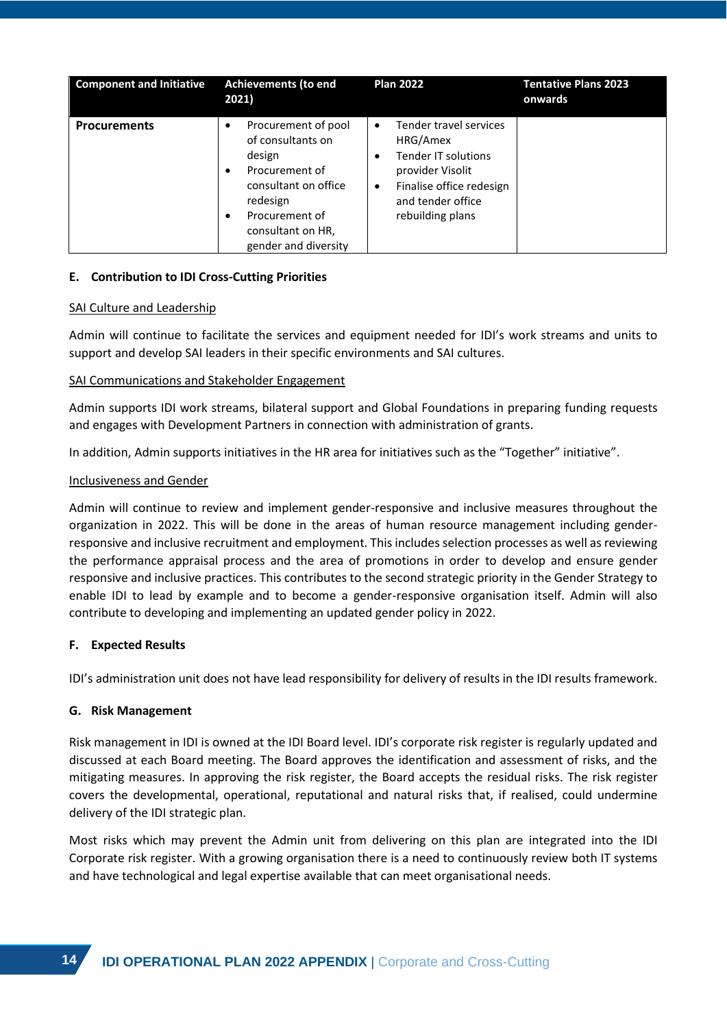| Component and Initiative | Achievements (to end 2021) | Plan 2022 | Tentative Plans 2023 onwards |
|---|---|---|---|
| **Procurements** | • Procurement of pool of consultants on design<br>• Procurement of consultant on office redesign<br>• Procurement of consultant on HR, gender and diversity | • Tender travel services HRG/Amex<br>• Tender IT solutions provider Visolit<br>• Finalise office redesign and tender office rebuilding plans | |

## E. Contribution to IDI Cross-Cutting Priorities

<u>SAI Culture and Leadership</u>

Admin will continue to facilitate the services and equipment needed for IDI's work streams and units to support and develop SAI leaders in their specific environments and SAI cultures.

<u>SAI Communications and Stakeholder Engagement</u>

Admin supports IDI work streams, bilateral support and Global Foundations in preparing funding requests and engages with Development Partners in connection with administration of grants.

In addition, Admin supports initiatives in the HR area for initiatives such as the "Together" initiative".

<u>Inclusiveness and Gender</u>

Admin will continue to review and implement gender-responsive and inclusive measures throughout the organization in 2022. This will be done in the areas of human resource management including gender-responsive and inclusive recruitment and employment. This includes selection processes as well as reviewing the performance appraisal process and the area of promotions in order to develop and ensure gender responsive and inclusive practices. This contributes to the second strategic priority in the Gender Strategy to enable IDI to lead by example and to become a gender-responsive organisation itself. Admin will also contribute to developing and implementing an updated gender policy in 2022.

## F. Expected Results

IDI's administration unit does not have lead responsibility for delivery of results in the IDI results framework.

## G. Risk Management

Risk management in IDI is owned at the IDI Board level. IDI's corporate risk register is regularly updated and discussed at each Board meeting. The Board approves the identification and assessment of risks, and the mitigating measures. In approving the risk register, the Board accepts the residual risks. The risk register covers the developmental, operational, reputational and natural risks that, if realised, could undermine delivery of the IDI strategic plan.

Most risks which may prevent the Admin unit from delivering on this plan are integrated into the IDI Corporate risk register. With a growing organisation there is a need to continuously review both IT systems and have technological and legal expertise available that can meet organisational needs.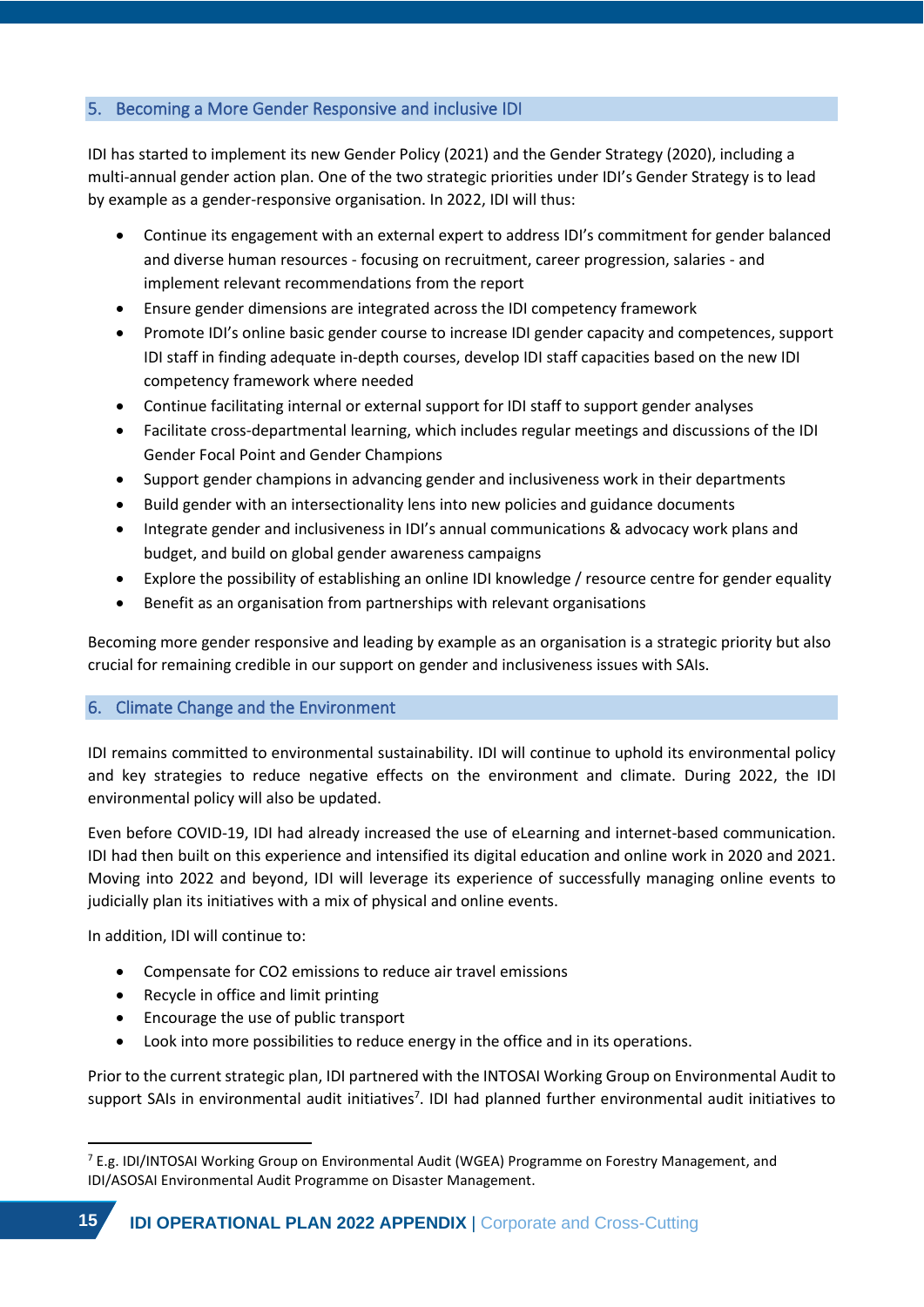## 5. Becoming a More Gender Responsive and inclusive IDI

IDI has started to implement its new Gender Policy (2021) and the Gender Strategy (2020), including a multi-annual gender action plan. One of the two strategic priorities under IDI's Gender Strategy is to lead by example as a gender-responsive organisation. In 2022, IDI will thus:

- Continue its engagement with an external expert to address IDI's commitment for gender balanced and diverse human resources - focusing on recruitment, career progression, salaries - and implement relevant recommendations from the report
- Ensure gender dimensions are integrated across the IDI competency framework
- Promote IDI's online basic gender course to increase IDI gender capacity and competences, support IDI staff in finding adequate in-depth courses, develop IDI staff capacities based on the new IDI competency framework where needed
- Continue facilitating internal or external support for IDI staff to support gender analyses
- Facilitate cross-departmental learning, which includes regular meetings and discussions of the IDI Gender Focal Point and Gender Champions
- Support gender champions in advancing gender and inclusiveness work in their departments
- Build gender with an intersectionality lens into new policies and guidance documents
- Integrate gender and inclusiveness in IDI's annual communications & advocacy work plans and budget, and build on global gender awareness campaigns
- Explore the possibility of establishing an online IDI knowledge / resource centre for gender equality
- Benefit as an organisation from partnerships with relevant organisations

Becoming more gender responsive and leading by example as an organisation is a strategic priority but also crucial for remaining credible in our support on gender and inclusiveness issues with SAIs.

## 6. Climate Change and the Environment

IDI remains committed to environmental sustainability. IDI will continue to uphold its environmental policy and key strategies to reduce negative effects on the environment and climate. During 2022, the IDI environmental policy will also be updated.

Even before COVID-19, IDI had already increased the use of eLearning and internet-based communication. IDI had then built on this experience and intensified its digital education and online work in 2020 and 2021. Moving into 2022 and beyond, IDI will leverage its experience of successfully managing online events to judicially plan its initiatives with a mix of physical and online events.

In addition, IDI will continue to:

- Compensate for $CO_2$ emissions to reduce air travel emissions
- Recycle in office and limit printing
- Encourage the use of public transport
- Look into more possibilities to reduce energy in the office and in its operations.

Prior to the current strategic plan, IDI partnered with the INTOSAI Working Group on Environmental Audit to support SAIs in environmental audit initiatives[7]. IDI had planned further environmental audit initiatives to

[7] E.g. IDI/INTOSAI Working Group on Environmental Audit (WGEA) Programme on Forestry Management, and IDI/ASOSAI Environmental Audit Programme on Disaster Management.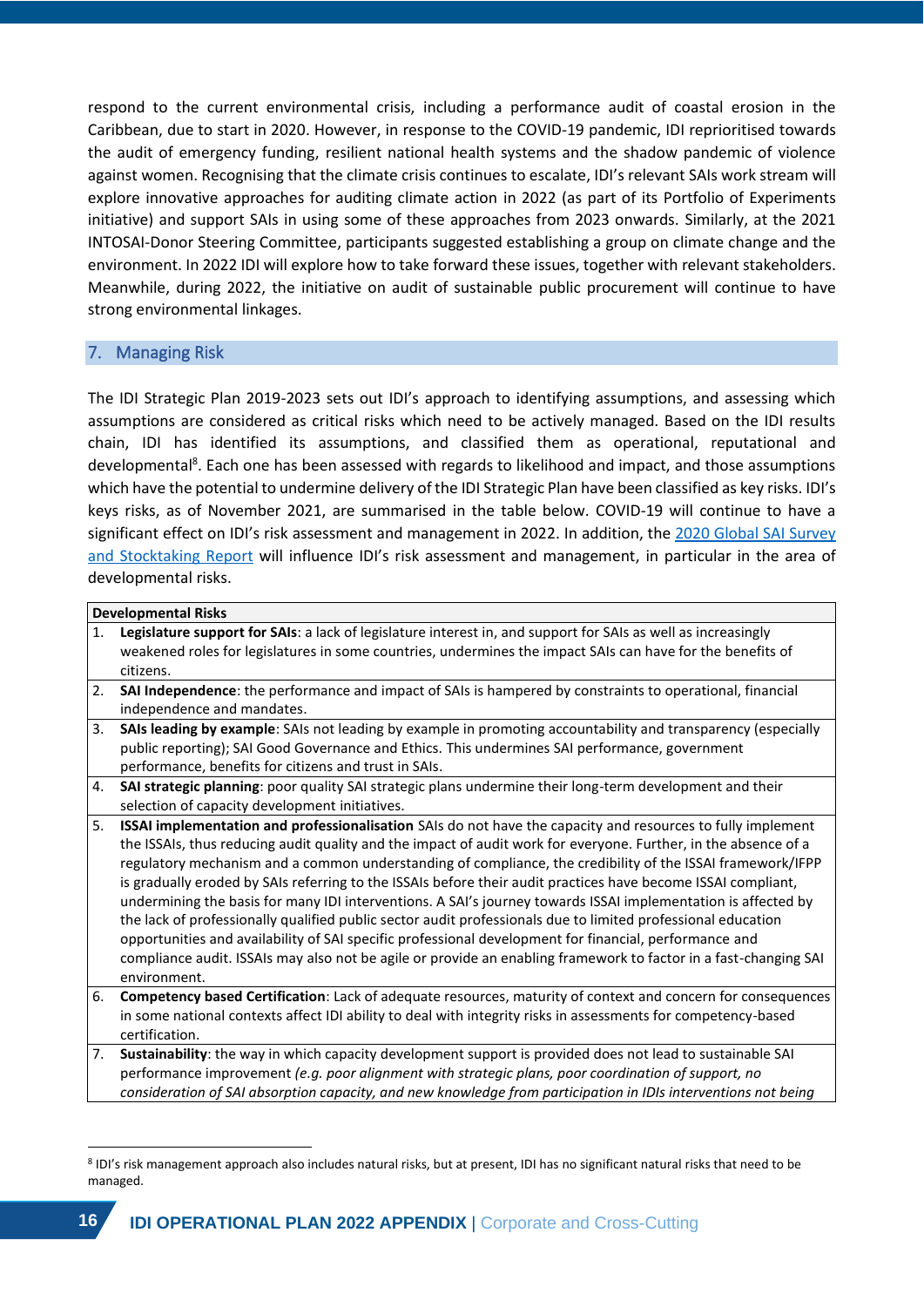respond to the current environmental crisis, including a performance audit of coastal erosion in the Caribbean, due to start in 2020. However, in response to the COVID-19 pandemic, IDI reprioritised towards the audit of emergency funding, resilient national health systems and the shadow pandemic of violence against women. Recognising that the climate crisis continues to escalate, IDI's relevant SAIs work stream will explore innovative approaches for auditing climate action in 2022 (as part of its Portfolio of Experiments initiative) and support SAIs in using some of these approaches from 2023 onwards. Similarly, at the 2021 INTOSAI-Donor Steering Committee, participants suggested establishing a group on climate change and the environment. In 2022 IDI will explore how to take forward these issues, together with relevant stakeholders. Meanwhile, during 2022, the initiative on audit of sustainable public procurement will continue to have strong environmental linkages.

## 7. Managing Risk

The IDI Strategic Plan 2019-2023 sets out IDI's approach to identifying assumptions, and assessing which assumptions are considered as critical risks which need to be actively managed. Based on the IDI results chain, IDI has identified its assumptions, and classified them as operational, reputational and developmental[8]. Each one has been assessed with regards to likelihood and impact, and those assumptions which have the potential to undermine delivery of the IDI Strategic Plan have been classified as key risks. IDI's keys risks, as of November 2021, are summarised in the table below. COVID-19 will continue to have a significant effect on IDI's risk assessment and management in 2022. In addition, the 2020 Global SAI Survey and Stocktaking Report will influence IDI's risk assessment and management, in particular in the area of developmental risks.

| **Developmental Risks** | |
|---|---|
| 1. | **Legislature support for SAIs**: a lack of legislature interest in, and support for SAIs as well as increasingly weakened roles for legislatures in some countries, undermines the impact SAIs can have for the benefits of citizens. |
| 2. | **SAI Independence**: the performance and impact of SAIs is hampered by constraints to operational, financial independence and mandates. |
| 3. | **SAIs leading by example**: SAIs not leading by example in promoting accountability and transparency (especially public reporting); SAI Good Governance and Ethics. This undermines SAI performance, government performance, benefits for citizens and trust in SAIs. |
| 4. | **SAI strategic planning**: poor quality SAI strategic plans undermine their long-term development and their selection of capacity development initiatives. |
| 5. | **ISSAI implementation and professionalisation** SAIs do not have the capacity and resources to fully implement the ISSAIs, thus reducing audit quality and the impact of audit work for everyone. Further, in the absence of a regulatory mechanism and a common understanding of compliance, the credibility of the ISSAI framework/IFPP is gradually eroded by SAIs referring to the ISSAIs before their audit practices have become ISSAI compliant, undermining the basis for many IDI interventions. A SAI's journey towards ISSAI implementation is affected by the lack of professionally qualified public sector audit professionals due to limited professional education opportunities and availability of SAI specific professional development for financial, performance and compliance audit. ISSAIs may also not be agile or provide an enabling framework to factor in a fast-changing SAI environment. |
| 6. | **Competency based Certification**: Lack of adequate resources, maturity of context and concern for consequences in some national contexts affect IDI ability to deal with integrity risks in assessments for competency-based certification. |
| 7. | **Sustainability**: the way in which capacity development support is provided does not lead to sustainable SAI performance improvement *(e.g. poor alignment with strategic plans, poor coordination of support, no consideration of SAI absorption capacity, and new knowledge from participation in IDIs interventions not being* |

[8] IDI's risk management approach also includes natural risks, but at present, IDI has no significant natural risks that need to be managed.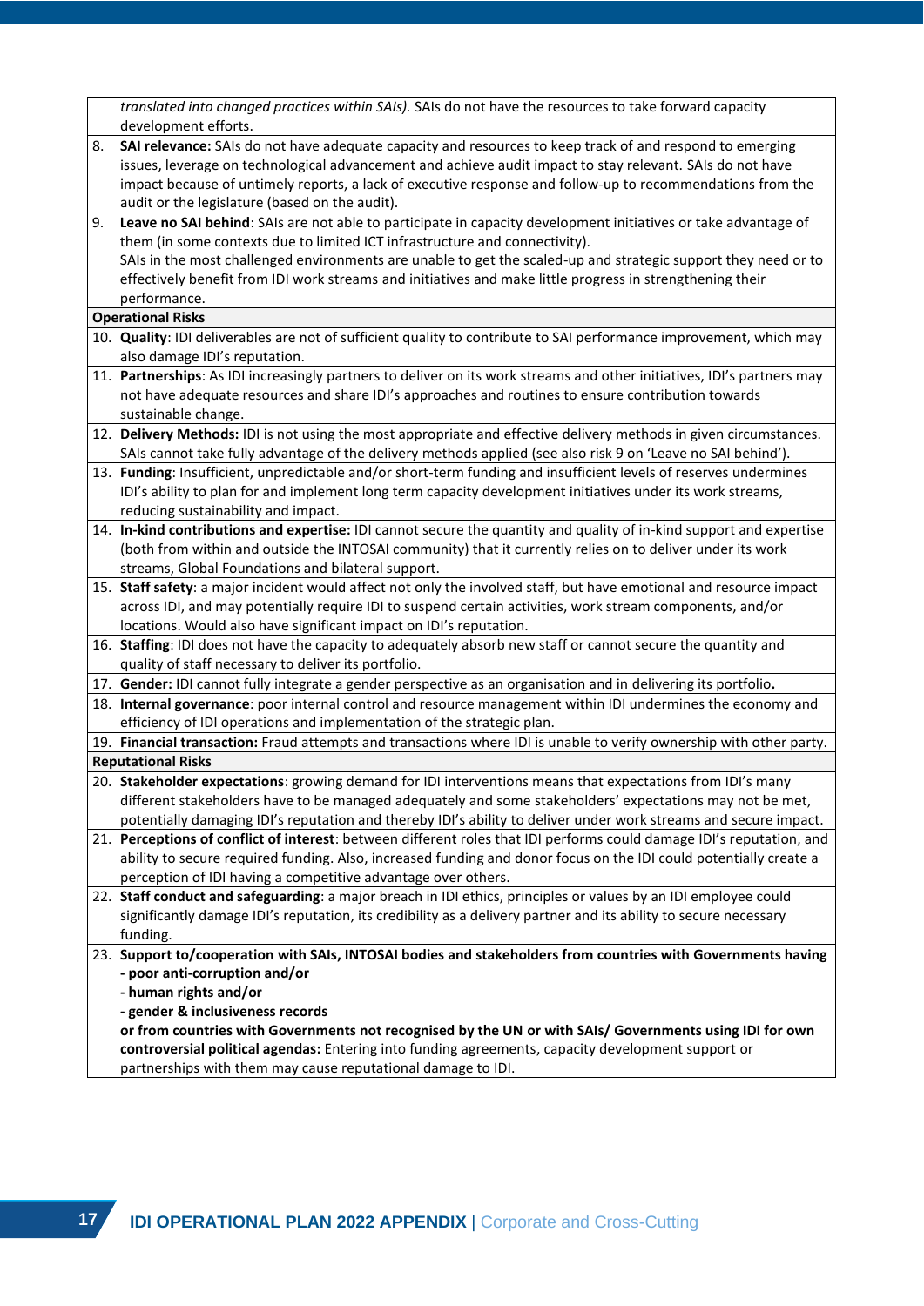| | |
|---|---|
| | *translated into changed practices within SAIs).* SAIs do not have the resources to take forward capacity development efforts. |
| 8. | **SAI relevance:** SAIs do not have adequate capacity and resources to keep track of and respond to emerging issues, leverage on technological advancement and achieve audit impact to stay relevant. SAIs do not have impact because of untimely reports, a lack of executive response and follow-up to recommendations from the audit or the legislature (based on the audit). |
| 9. | **Leave no SAI behind**: SAIs are not able to participate in capacity development initiatives or take advantage of them (in some contexts due to limited ICT infrastructure and connectivity).<br>SAIs in the most challenged environments are unable to get the scaled-up and strategic support they need or to effectively benefit from IDI work streams and initiatives and make little progress in strengthening their performance. |
| **Operational Risks** | |
| 10. | **Quality**: IDI deliverables are not of sufficient quality to contribute to SAI performance improvement, which may also damage IDI's reputation. |
| 11. | **Partnerships**: As IDI increasingly partners to deliver on its work streams and other initiatives, IDI's partners may not have adequate resources and share IDI's approaches and routines to ensure contribution towards sustainable change. |
| 12. | **Delivery Methods:** IDI is not using the most appropriate and effective delivery methods in given circumstances. SAIs cannot take fully advantage of the delivery methods applied (see also risk 9 on 'Leave no SAI behind'). |
| 13. | **Funding**: Insufficient, unpredictable and/or short-term funding and insufficient levels of reserves undermines IDI's ability to plan for and implement long term capacity development initiatives under its work streams, reducing sustainability and impact. |
| 14. | **In-kind contributions and expertise:** IDI cannot secure the quantity and quality of in-kind support and expertise (both from within and outside the INTOSAI community) that it currently relies on to deliver under its work streams, Global Foundations and bilateral support. |
| 15. | **Staff safety**: a major incident would affect not only the involved staff, but have emotional and resource impact across IDI, and may potentially require IDI to suspend certain activities, work stream components, and/or locations. Would also have significant impact on IDI's reputation. |
| 16. | **Staffing**: IDI does not have the capacity to adequately absorb new staff or cannot secure the quantity and quality of staff necessary to deliver its portfolio. |
| 17. | **Gender:** IDI cannot fully integrate a gender perspective as an organisation and in delivering its portfolio**.** |
| 18. | **Internal governance**: poor internal control and resource management within IDI undermines the economy and efficiency of IDI operations and implementation of the strategic plan. |
| 19. | **Financial transaction:** Fraud attempts and transactions where IDI is unable to verify ownership with other party. |
| **Reputational Risks** | |
| 20. | **Stakeholder expectations**: growing demand for IDI interventions means that expectations from IDI's many different stakeholders have to be managed adequately and some stakeholders' expectations may not be met, potentially damaging IDI's reputation and thereby IDI's ability to deliver under work streams and secure impact. |
| 21. | **Perceptions of conflict of interest**: between different roles that IDI performs could damage IDI's reputation, and ability to secure required funding. Also, increased funding and donor focus on the IDI could potentially create a perception of IDI having a competitive advantage over others. |
| 22. | **Staff conduct and safeguarding**: a major breach in IDI ethics, principles or values by an IDI employee could significantly damage IDI's reputation, its credibility as a delivery partner and its ability to secure necessary funding. |
| 23. | **Support to/cooperation with SAIs, INTOSAI bodies and stakeholders from countries with Governments having**<br>**- poor anti-corruption and/or**<br>**- human rights and/or**<br>**- gender & inclusiveness records**<br>**or from countries with Governments not recognised by the UN or with SAIs/ Governments using IDI for own controversial political agendas:** Entering into funding agreements, capacity development support or partnerships with them may cause reputational damage to IDI. |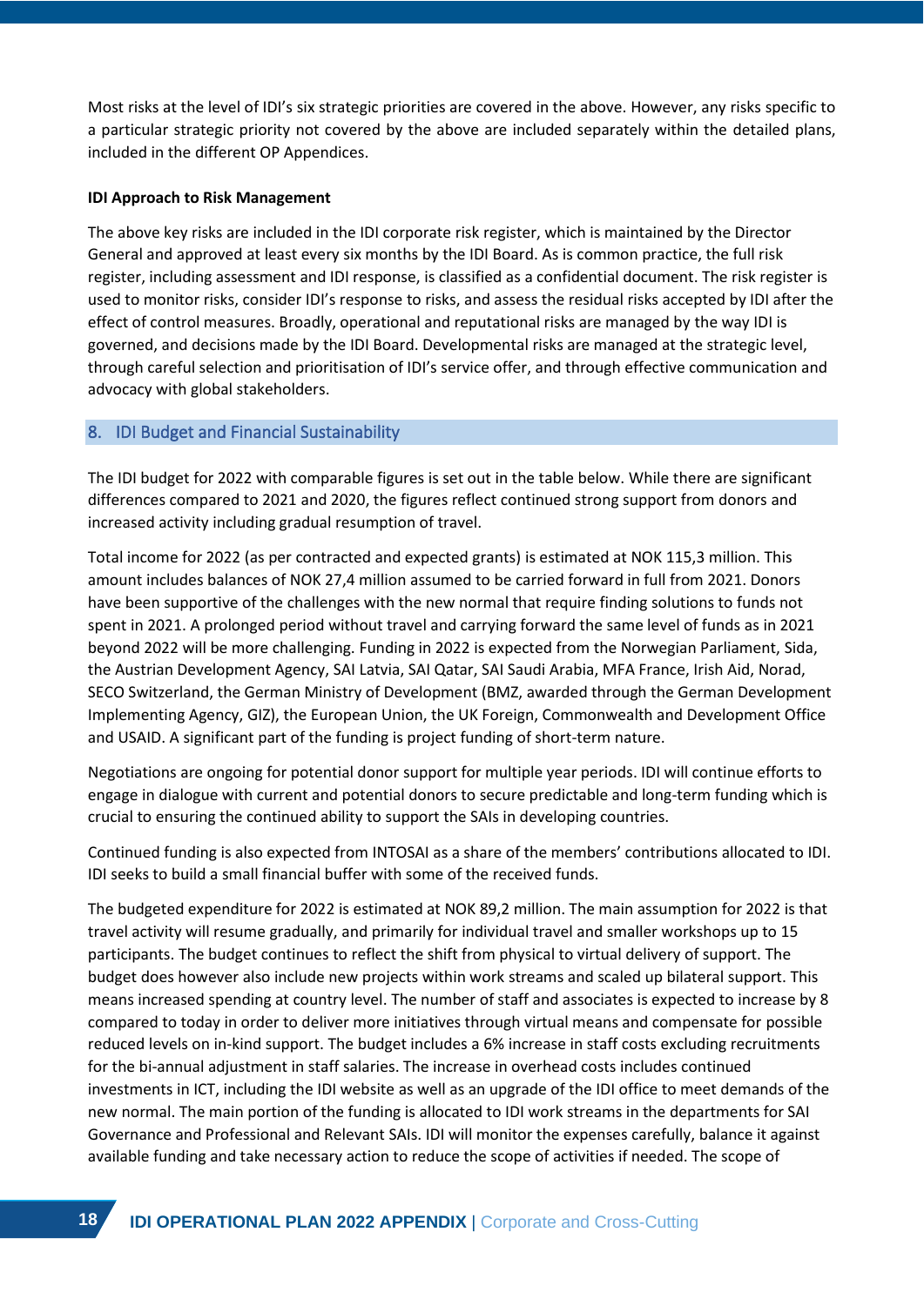Most risks at the level of IDI's six strategic priorities are covered in the above. However, any risks specific to a particular strategic priority not covered by the above are included separately within the detailed plans, included in the different OP Appendices.

**IDI Approach to Risk Management**

The above key risks are included in the IDI corporate risk register, which is maintained by the Director General and approved at least every six months by the IDI Board. As is common practice, the full risk register, including assessment and IDI response, is classified as a confidential document. The risk register is used to monitor risks, consider IDI's response to risks, and assess the residual risks accepted by IDI after the effect of control measures. Broadly, operational and reputational risks are managed by the way IDI is governed, and decisions made by the IDI Board. Developmental risks are managed at the strategic level, through careful selection and prioritisation of IDI's service offer, and through effective communication and advocacy with global stakeholders.

## 8. IDI Budget and Financial Sustainability

The IDI budget for 2022 with comparable figures is set out in the table below. While there are significant differences compared to 2021 and 2020, the figures reflect continued strong support from donors and increased activity including gradual resumption of travel.

Total income for 2022 (as per contracted and expected grants) is estimated at NOK 115,3 million. This amount includes balances of NOK 27,4 million assumed to be carried forward in full from 2021. Donors have been supportive of the challenges with the new normal that require finding solutions to funds not spent in 2021. A prolonged period without travel and carrying forward the same level of funds as in 2021 beyond 2022 will be more challenging. Funding in 2022 is expected from the Norwegian Parliament, Sida, the Austrian Development Agency, SAI Latvia, SAI Qatar, SAI Saudi Arabia, MFA France, Irish Aid, Norad, SECO Switzerland, the German Ministry of Development (BMZ, awarded through the German Development Implementing Agency, GIZ), the European Union, the UK Foreign, Commonwealth and Development Office and USAID. A significant part of the funding is project funding of short-term nature.

Negotiations are ongoing for potential donor support for multiple year periods. IDI will continue efforts to engage in dialogue with current and potential donors to secure predictable and long-term funding which is crucial to ensuring the continued ability to support the SAIs in developing countries.

Continued funding is also expected from INTOSAI as a share of the members' contributions allocated to IDI. IDI seeks to build a small financial buffer with some of the received funds.

The budgeted expenditure for 2022 is estimated at NOK 89,2 million. The main assumption for 2022 is that travel activity will resume gradually, and primarily for individual travel and smaller workshops up to 15 participants. The budget continues to reflect the shift from physical to virtual delivery of support. The budget does however also include new projects within work streams and scaled up bilateral support. This means increased spending at country level. The number of staff and associates is expected to increase by 8 compared to today in order to deliver more initiatives through virtual means and compensate for possible reduced levels on in-kind support. The budget includes a 6% increase in staff costs excluding recruitments for the bi-annual adjustment in staff salaries. The increase in overhead costs includes continued investments in ICT, including the IDI website as well as an upgrade of the IDI office to meet demands of the new normal. The main portion of the funding is allocated to IDI work streams in the departments for SAI Governance and Professional and Relevant SAIs. IDI will monitor the expenses carefully, balance it against available funding and take necessary action to reduce the scope of activities if needed. The scope of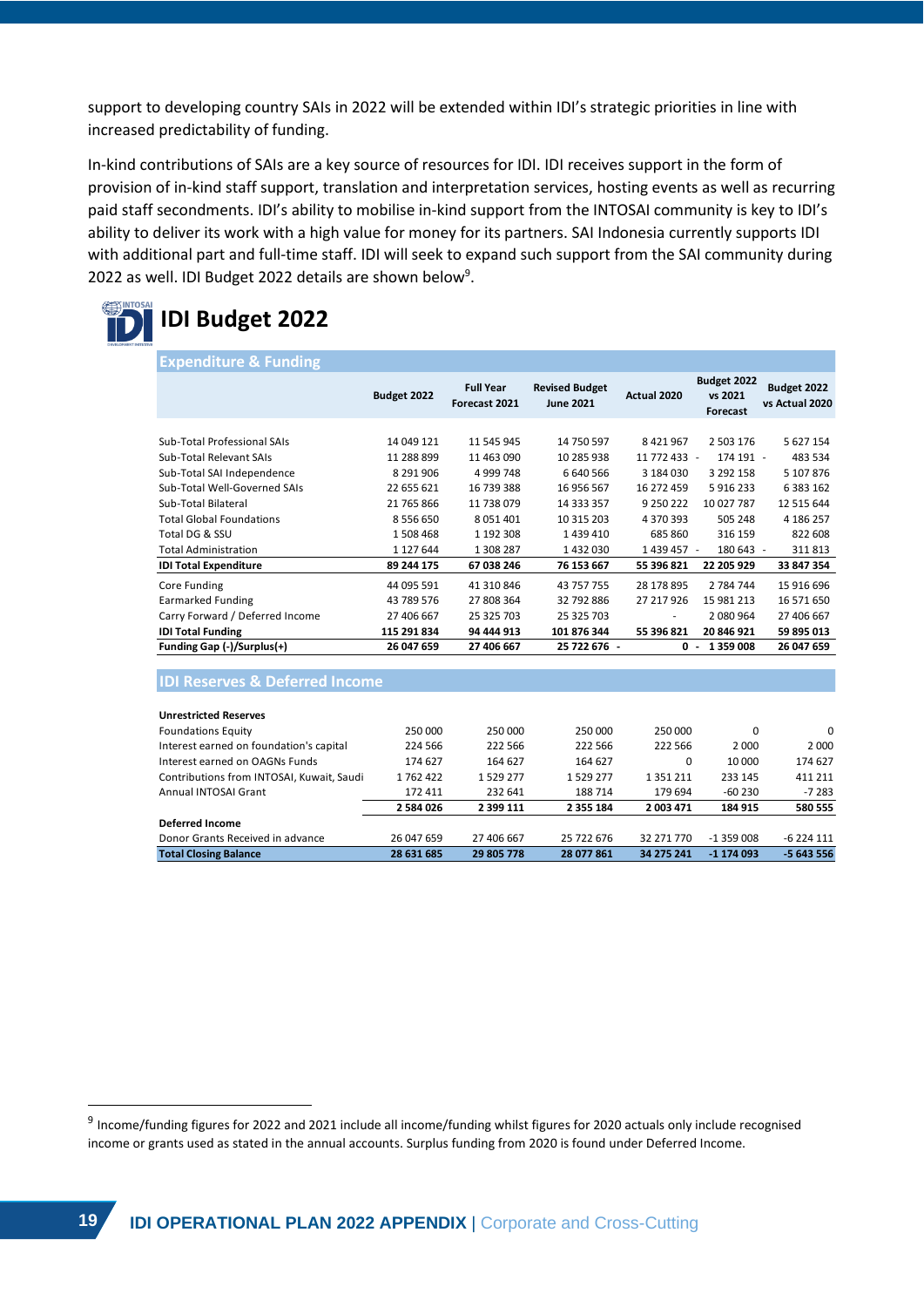support to developing country SAIs in 2022 will be extended within IDI's strategic priorities in line with increased predictability of funding.

In-kind contributions of SAIs are a key source of resources for IDI. IDI receives support in the form of provision of in-kind staff support, translation and interpretation services, hosting events as well as recurring paid staff secondments. IDI's ability to mobilise in-kind support from the INTOSAI community is key to IDI's ability to deliver its work with a high value for money for its partners. SAI Indonesia currently supports IDI with additional part and full-time staff. IDI will seek to expand such support from the SAI community during 2022 as well. IDI Budget 2022 details are shown below[9].

# IDI Budget 2022

## Expenditure & Funding

| | Budget 2022 | Full Year Forecast 2021 | Revised Budget June 2021 | Actual 2020 | Budget 2022 vs 2021 Forecast | Budget 2022 vs Actual 2020 |
|---|---|---|---|---|---|---|
| Sub-Total Professional SAIs | 14 049 121 | 11 545 945 | 14 750 597 | 8 421 967 | 2 503 176 | 5 627 154 |
| Sub-Total Relevant SAIs | 11 288 899 | 11 463 090 | 10 285 938 | 11 772 433 | -174 191 | -483 534 |
| Sub-Total SAI Independence | 8 291 906 | 4 999 748 | 6 640 566 | 3 184 030 | 3 292 158 | 5 107 876 |
| Sub-Total Well-Governed SAIs | 22 655 621 | 16 739 388 | 16 956 567 | 16 272 459 | 5 916 233 | 6 383 162 |
| Sub-Total Bilateral | 21 765 866 | 11 738 079 | 14 333 357 | 9 250 222 | 10 027 787 | 12 515 644 |
| Total Global Foundations | 8 556 650 | 8 051 401 | 10 315 203 | 4 370 393 | 505 248 | 4 186 257 |
| Total DG & SSU | 1 508 468 | 1 192 308 | 1 439 410 | 685 860 | 316 159 | 822 608 |
| Total Administration | 1 127 644 | 1 308 287 | 1 432 030 | 1 439 457 | -180 643 | -311 813 |
| **IDI Total Expenditure** | **89 244 175** | **67 038 246** | **76 153 667** | **55 396 821** | **22 205 929** | **33 847 354** |
| Core Funding | 44 095 591 | 41 310 846 | 43 757 755 | 28 178 895 | 2 784 744 | 15 916 696 |
| Earmarked Funding | 43 789 576 | 27 808 364 | 32 792 886 | 27 217 926 | 15 981 213 | 16 571 650 |
| Carry Forward / Deferred Income | 27 406 667 | 25 325 703 | 25 325 703 | - | 2 080 964 | 27 406 667 |
| **IDI Total Funding** | **115 291 834** | **94 444 913** | **101 876 344** | **55 396 821** | **20 846 921** | **59 895 013** |
| **Funding Gap (-)/Surplus(+)** | **26 047 659** | **27 406 667** | **25 722 676** | **0** | **-1 359 008** | **26 047 659** |

## IDI Reserves & Deferred Income

| | | | | | | |
|---|---|---|---|---|---|---|
| **Unrestricted Reserves** | | | | | | |
| Foundations Equity | 250 000 | 250 000 | 250 000 | 250 000 | 0 | 0 |
| Interest earned on foundation's capital | 224 566 | 222 566 | 222 566 | 222 566 | 2 000 | 2 000 |
| Interest earned on OAGNs Funds | 174 627 | 164 627 | 164 627 | 0 | 10 000 | 174 627 |
| Contributions from INTOSAI, Kuwait, Saudi | 1 762 422 | 1 529 277 | 1 529 277 | 1 351 211 | 233 145 | 411 211 |
| Annual INTOSAI Grant | 172 411 | 232 641 | 188 714 | 179 694 | -60 230 | -7 283 |
| | **2 584 026** | **2 399 111** | **2 355 184** | **2 003 471** | **184 915** | **580 555** |
| **Deferred Income** | | | | | | |
| Donor Grants Received in advance | 26 047 659 | 27 406 667 | 25 722 676 | 32 271 770 | -1 359 008 | -6 224 111 |
| **Total Closing Balance** | **28 631 685** | **29 805 778** | **28 077 861** | **34 275 241** | **-1 174 093** | **-5 643 556** |

[9] Income/funding figures for 2022 and 2021 include all income/funding whilst figures for 2020 actuals only include recognised income or grants used as stated in the annual accounts. Surplus funding from 2020 is found under Deferred Income.